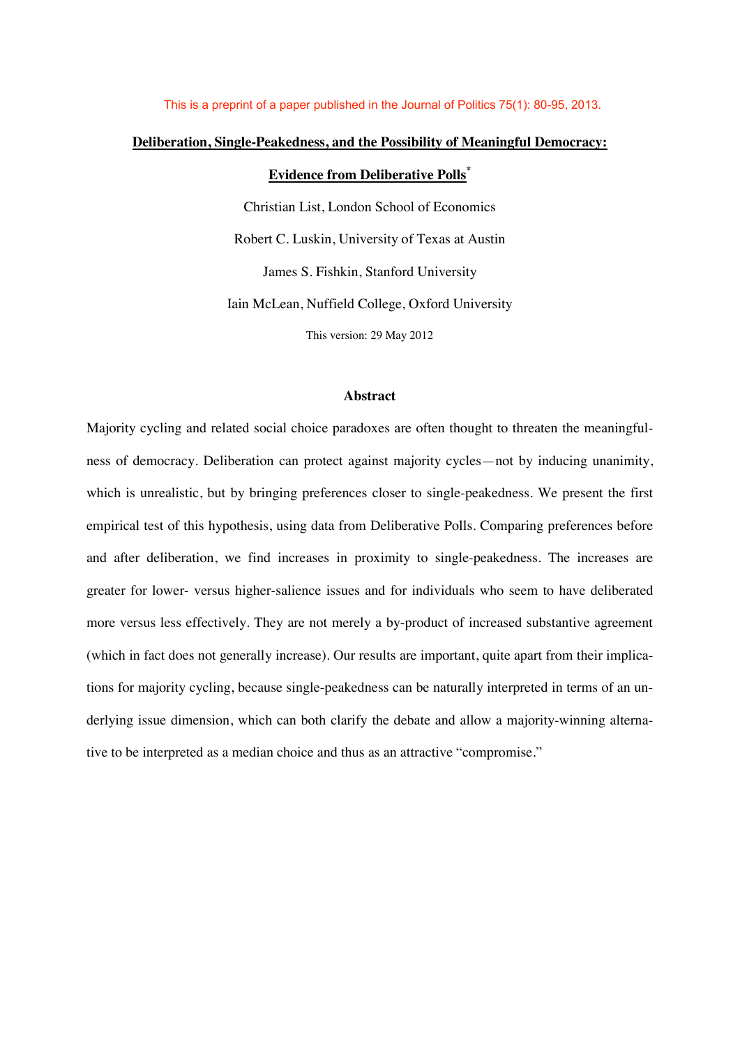This is a preprint of a paper published in the Journal of Politics 75(1): 80-95, 2013.

# Deliberation, Single-Peakedness, and the Possibility of Meaningful Democracy: Evidence from Deliberative Polls[*]

Christian List, London School of Economics

Robert C. Luskin, University of Texas at Austin

James S. Fishkin, Stanford University

Iain McLean, Nuffield College, Oxford University

This version: 29 May 2012

## Abstract

Majority cycling and related social choice paradoxes are often thought to threaten the meaningfulness of democracy. Deliberation can protect against majority cycles—not by inducing unanimity, which is unrealistic, but by bringing preferences closer to single-peakedness. We present the first empirical test of this hypothesis, using data from Deliberative Polls. Comparing preferences before and after deliberation, we find increases in proximity to single-peakedness. The increases are greater for lower- versus higher-salience issues and for individuals who seem to have deliberated more versus less effectively. They are not merely a by-product of increased substantive agreement (which in fact does not generally increase). Our results are important, quite apart from their implications for majority cycling, because single-peakedness can be naturally interpreted in terms of an underlying issue dimension, which can both clarify the debate and allow a majority-winning alternative to be interpreted as a median choice and thus as an attractive "compromise."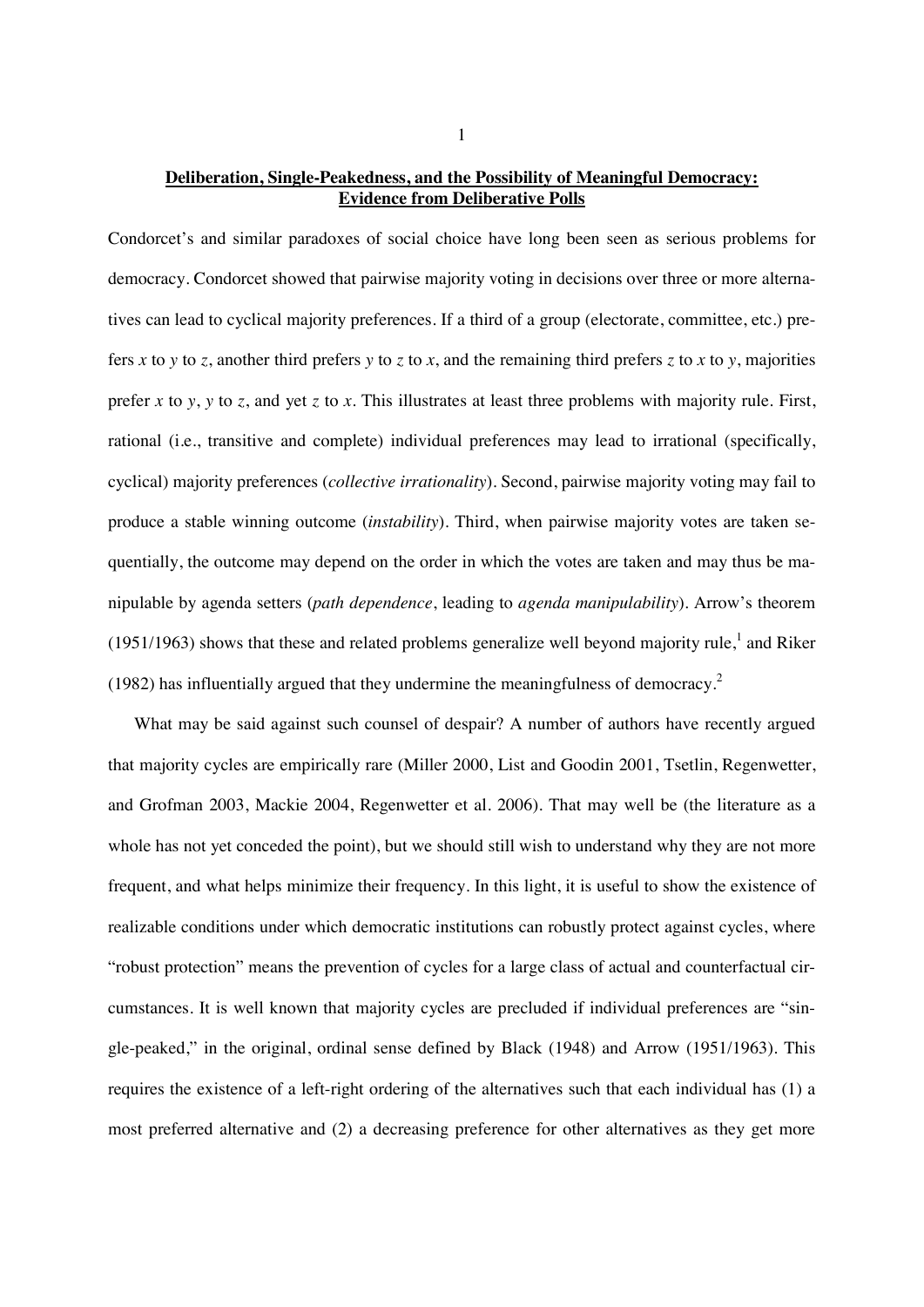# Deliberation, Single-Peakedness, and the Possibility of Meaningful Democracy: Evidence from Deliberative Polls

Condorcet's and similar paradoxes of social choice have long been seen as serious problems for democracy. Condorcet showed that pairwise majority voting in decisions over three or more alternatives can lead to cyclical majority preferences. If a third of a group (electorate, committee, etc.) prefers *x* to *y* to *z*, another third prefers *y* to *z* to *x*, and the remaining third prefers *z* to *x* to *y*, majorities prefer *x* to *y*, *y* to *z*, and yet *z* to *x*. This illustrates at least three problems with majority rule. First, rational (i.e., transitive and complete) individual preferences may lead to irrational (specifically, cyclical) majority preferences (*collective irrationality*). Second, pairwise majority voting may fail to produce a stable winning outcome (*instability*). Third, when pairwise majority votes are taken sequentially, the outcome may depend on the order in which the votes are taken and may thus be manipulable by agenda setters (*path dependence*, leading to *agenda manipulability*). Arrow's theorem (1951/1963) shows that these and related problems generalize well beyond majority rule,[1] and Riker (1982) has influentially argued that they undermine the meaningfulness of democracy.[2]

What may be said against such counsel of despair? A number of authors have recently argued that majority cycles are empirically rare (Miller 2000, List and Goodin 2001, Tsetlin, Regenwetter, and Grofman 2003, Mackie 2004, Regenwetter et al. 2006). That may well be (the literature as a whole has not yet conceded the point), but we should still wish to understand why they are not more frequent, and what helps minimize their frequency. In this light, it is useful to show the existence of realizable conditions under which democratic institutions can robustly protect against cycles, where "robust protection" means the prevention of cycles for a large class of actual and counterfactual circumstances. It is well known that majority cycles are precluded if individual preferences are "single-peaked," in the original, ordinal sense defined by Black (1948) and Arrow (1951/1963). This requires the existence of a left-right ordering of the alternatives such that each individual has (1) a most preferred alternative and (2) a decreasing preference for other alternatives as they get more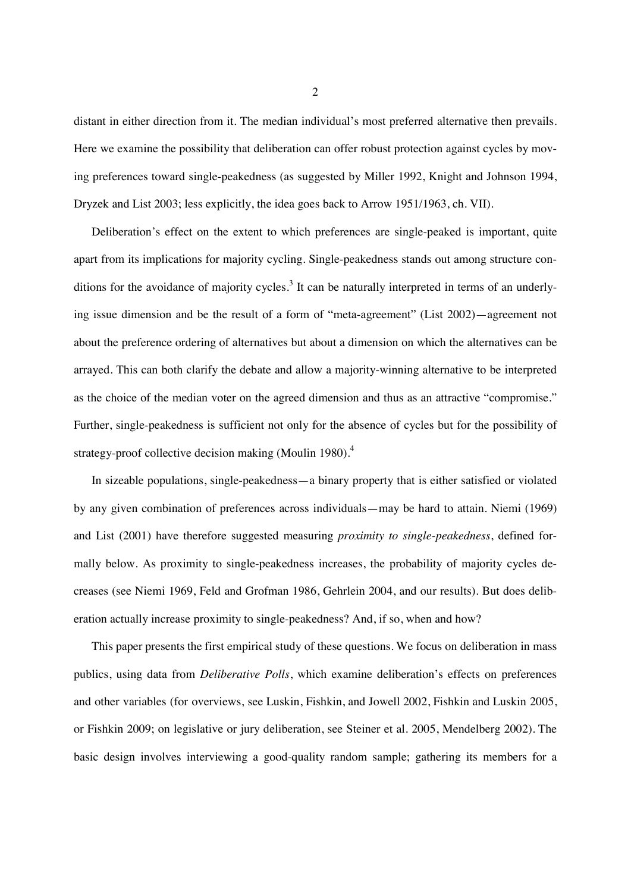distant in either direction from it. The median individual's most preferred alternative then prevails. Here we examine the possibility that deliberation can offer robust protection against cycles by moving preferences toward single-peakedness (as suggested by Miller 1992, Knight and Johnson 1994, Dryzek and List 2003; less explicitly, the idea goes back to Arrow 1951/1963, ch. VII).

Deliberation's effect on the extent to which preferences are single-peaked is important, quite apart from its implications for majority cycling. Single-peakedness stands out among structure conditions for the avoidance of majority cycles.[3] It can be naturally interpreted in terms of an underlying issue dimension and be the result of a form of "meta-agreement" (List 2002)—agreement not about the preference ordering of alternatives but about a dimension on which the alternatives can be arrayed. This can both clarify the debate and allow a majority-winning alternative to be interpreted as the choice of the median voter on the agreed dimension and thus as an attractive "compromise." Further, single-peakedness is sufficient not only for the absence of cycles but for the possibility of strategy-proof collective decision making (Moulin 1980).[4]

In sizeable populations, single-peakedness—a binary property that is either satisfied or violated by any given combination of preferences across individuals—may be hard to attain. Niemi (1969) and List (2001) have therefore suggested measuring *proximity to single-peakedness*, defined formally below. As proximity to single-peakedness increases, the probability of majority cycles decreases (see Niemi 1969, Feld and Grofman 1986, Gehrlein 2004, and our results). But does deliberation actually increase proximity to single-peakedness? And, if so, when and how?

This paper presents the first empirical study of these questions. We focus on deliberation in mass publics, using data from *Deliberative Polls*, which examine deliberation's effects on preferences and other variables (for overviews, see Luskin, Fishkin, and Jowell 2002, Fishkin and Luskin 2005, or Fishkin 2009; on legislative or jury deliberation, see Steiner et al. 2005, Mendelberg 2002). The basic design involves interviewing a good-quality random sample; gathering its members for a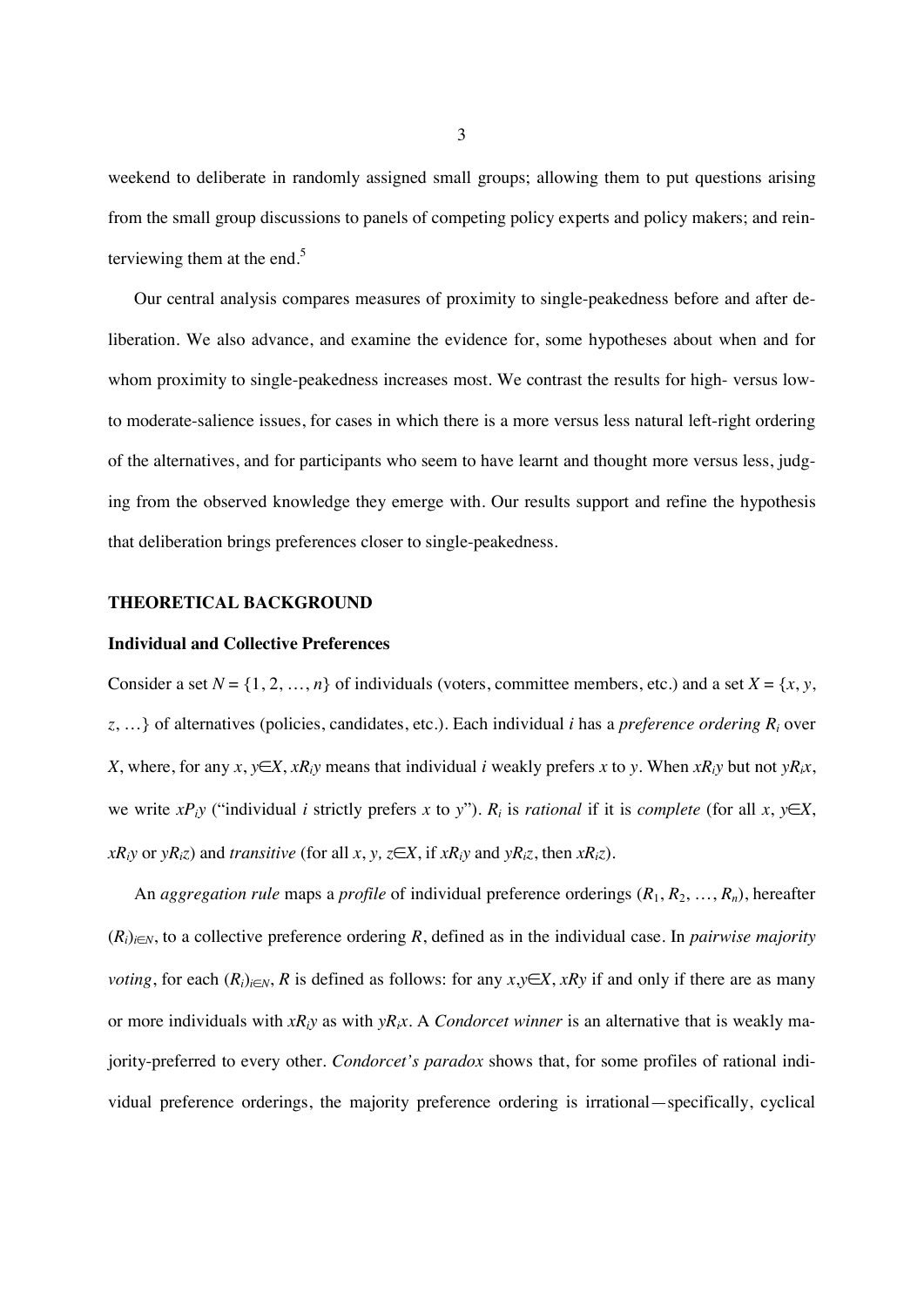weekend to deliberate in randomly assigned small groups; allowing them to put questions arising from the small group discussions to panels of competing policy experts and policy makers; and reinterviewing them at the end.[5]

Our central analysis compares measures of proximity to single-peakedness before and after deliberation. We also advance, and examine the evidence for, some hypotheses about when and for whom proximity to single-peakedness increases most. We contrast the results for high- versus low- to moderate-salience issues, for cases in which there is a more versus less natural left-right ordering of the alternatives, and for participants who seem to have learnt and thought more versus less, judging from the observed knowledge they emerge with. Our results support and refine the hypothesis that deliberation brings preferences closer to single-peakedness.

## THEORETICAL BACKGROUND

### Individual and Collective Preferences

Consider a set $N = \{1, 2, \ldots, n\}$ of individuals (voters, committee members, etc.) and a set $X = \{x, y, z, \ldots\}$ of alternatives (policies, candidates, etc.). Each individual $i$ has a *preference ordering* $R_i$ over $X$, where, for any $x, y \in X$, $xR_iy$ means that individual $i$ weakly prefers $x$ to $y$. When $xR_iy$ but not $yR_ix$, we write $xP_iy$ ("individual $i$ strictly prefers $x$ to $y$"). $R_i$ is *rational* if it is *complete* (for all $x, y \in X$, $xR_iy$ or $yR_iz$) and *transitive* (for all $x, y, z \in X$, if $xR_iy$ and $yR_iz$, then $xR_iz$).

An *aggregation rule* maps a *profile* of individual preference orderings $(R_1, R_2, \ldots, R_n)$, hereafter $(R_i)_{i \in N}$, to a collective preference ordering $R$, defined as in the individual case. In *pairwise majority voting*, for each $(R_i)_{i \in N}$, $R$ is defined as follows: for any $x, y \in X$, $xRy$ if and only if there are as many or more individuals with $xR_iy$ as with $yR_ix$. A *Condorcet winner* is an alternative that is weakly majority-preferred to every other. *Condorcet's paradox* shows that, for some profiles of rational individual preference orderings, the majority preference ordering is irrational—specifically, cyclical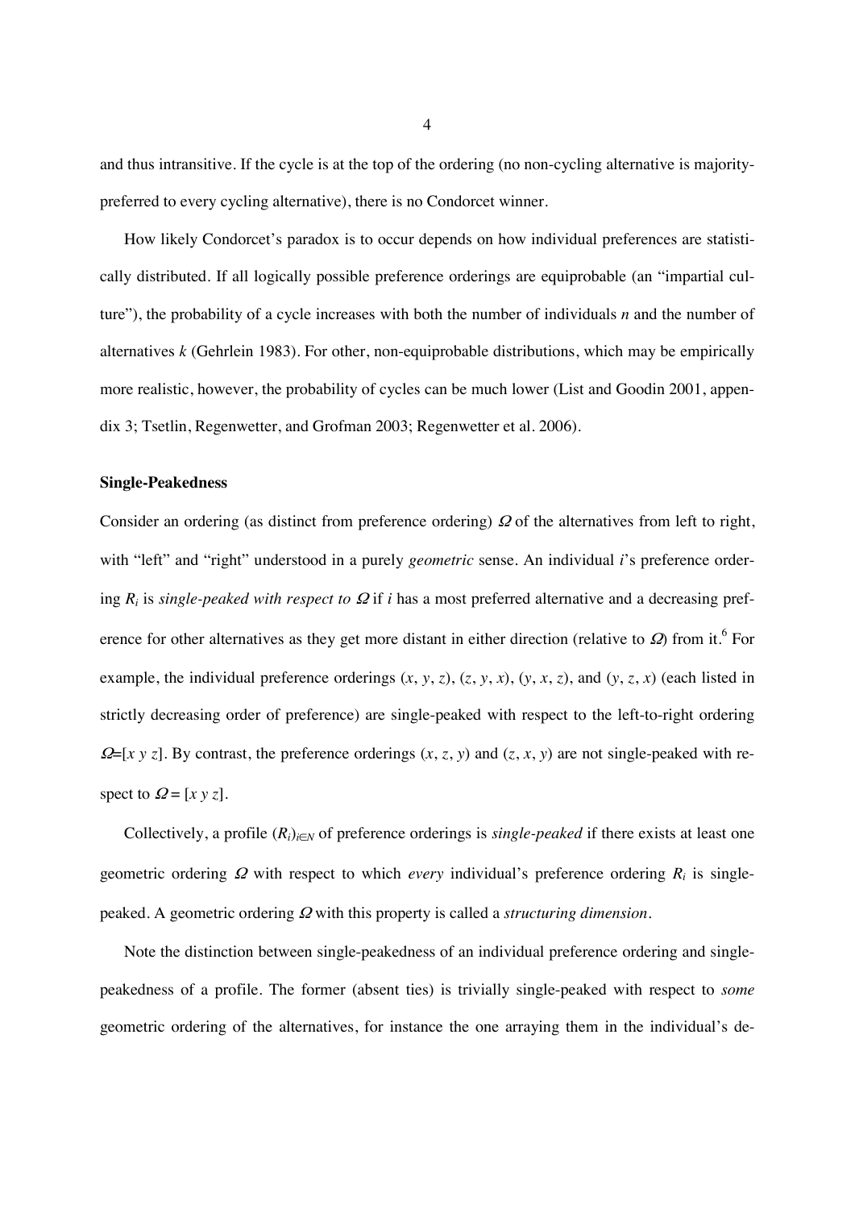and thus intransitive. If the cycle is at the top of the ordering (no non-cycling alternative is majority-preferred to every cycling alternative), there is no Condorcet winner.

How likely Condorcet's paradox is to occur depends on how individual preferences are statistically distributed. If all logically possible preference orderings are equiprobable (an "impartial culture"), the probability of a cycle increases with both the number of individuals $n$ and the number of alternatives $k$ (Gehrlein 1983). For other, non-equiprobable distributions, which may be empirically more realistic, however, the probability of cycles can be much lower (List and Goodin 2001, appendix 3; Tsetlin, Regenwetter, and Grofman 2003; Regenwetter et al. 2006).

**Single-Peakedness**

Consider an ordering (as distinct from preference ordering) $\Omega$ of the alternatives from left to right, with "left" and "right" understood in a purely *geometric* sense. An individual $i$'s preference ordering $R_i$ is *single-peaked with respect to* $\Omega$ if $i$ has a most preferred alternative and a decreasing preference for other alternatives as they get more distant in either direction (relative to $\Omega$) from it.[6] For example, the individual preference orderings $(x, y, z)$, $(z, y, x)$, $(y, x, z)$, and $(y, z, x)$ (each listed in strictly decreasing order of preference) are single-peaked with respect to the left-to-right ordering $\Omega=[x\ y\ z]$. By contrast, the preference orderings $(x, z, y)$ and $(z, x, y)$ are not single-peaked with respect to $\Omega = [x\ y\ z]$.

Collectively, a profile $(R_i)_{i \in N}$ of preference orderings is *single-peaked* if there exists at least one geometric ordering $\Omega$ with respect to which *every* individual's preference ordering $R_i$ is single-peaked. A geometric ordering $\Omega$ with this property is called a *structuring dimension*.

Note the distinction between single-peakedness of an individual preference ordering and single-peakedness of a profile. The former (absent ties) is trivially single-peaked with respect to *some* geometric ordering of the alternatives, for instance the one arraying them in the individual's de-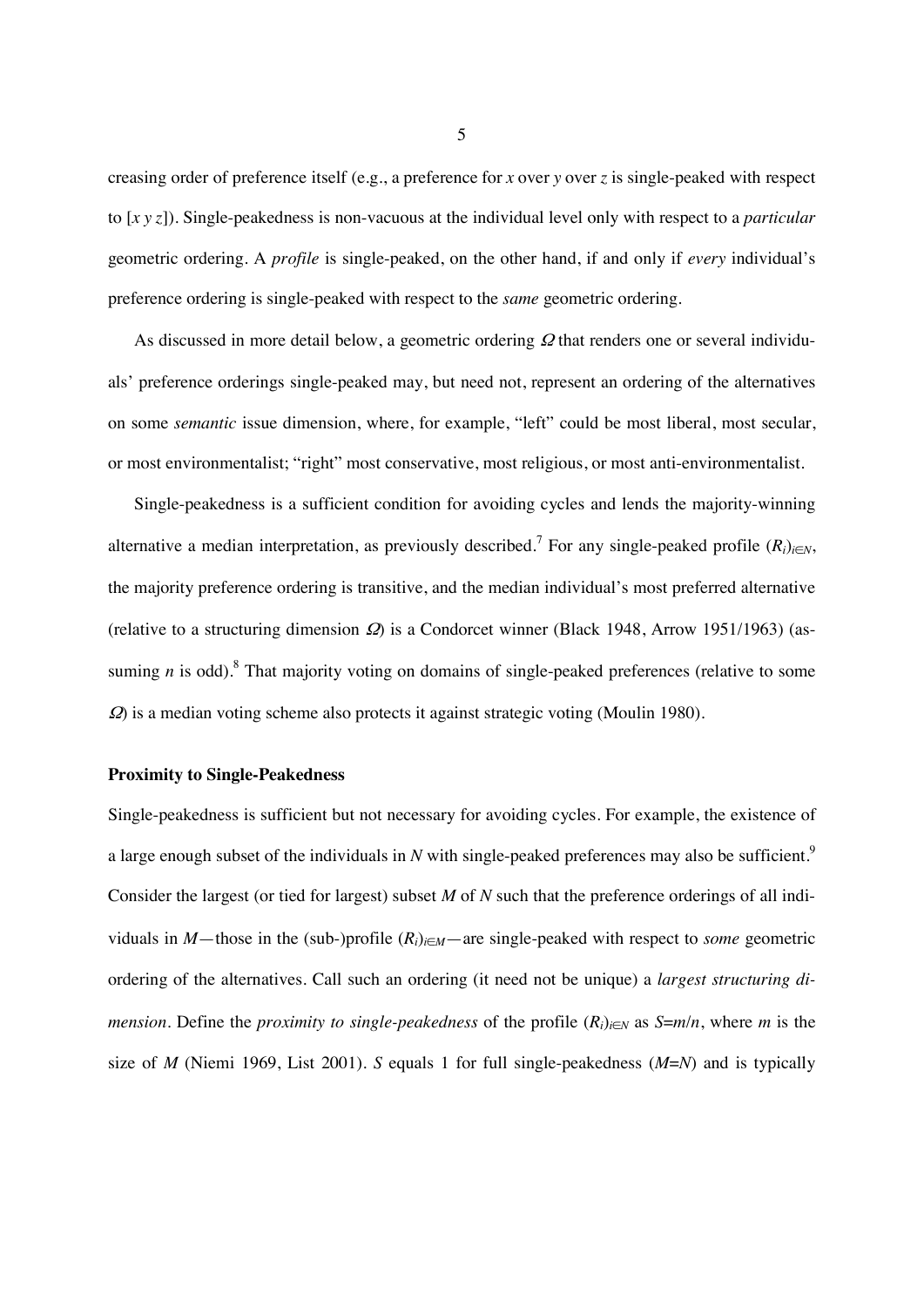creasing order of preference itself (e.g., a preference for *x* over *y* over *z* is single-peaked with respect to [*x y z*]). Single-peakedness is non-vacuous at the individual level only with respect to a *particular* geometric ordering. A *profile* is single-peaked, on the other hand, if and only if *every* individual's preference ordering is single-peaked with respect to the *same* geometric ordering.

As discussed in more detail below, a geometric ordering $\Omega$ that renders one or several individuals' preference orderings single-peaked may, but need not, represent an ordering of the alternatives on some *semantic* issue dimension, where, for example, "left" could be most liberal, most secular, or most environmentalist; "right" most conservative, most religious, or most anti-environmentalist.

Single-peakedness is a sufficient condition for avoiding cycles and lends the majority-winning alternative a median interpretation, as previously described.[7] For any single-peaked profile $(R_i)_{i \in N}$, the majority preference ordering is transitive, and the median individual's most preferred alternative (relative to a structuring dimension $\Omega$) is a Condorcet winner (Black 1948, Arrow 1951/1963) (assuming $n$ is odd).[8] That majority voting on domains of single-peaked preferences (relative to some $\Omega$) is a median voting scheme also protects it against strategic voting (Moulin 1980).

**Proximity to Single-Peakedness**

Single-peakedness is sufficient but not necessary for avoiding cycles. For example, the existence of a large enough subset of the individuals in $N$ with single-peaked preferences may also be sufficient.[9] Consider the largest (or tied for largest) subset $M$ of $N$ such that the preference orderings of all individuals in $M$—those in the (sub-)profile $(R_i)_{i \in M}$—are single-peaked with respect to *some* geometric ordering of the alternatives. Call such an ordering (it need not be unique) a *largest structuring dimension*. Define the *proximity to single-peakedness* of the profile $(R_i)_{i \in N}$ as $S=m/n$, where $m$ is the size of $M$ (Niemi 1969, List 2001). $S$ equals 1 for full single-peakedness ($M=N$) and is typically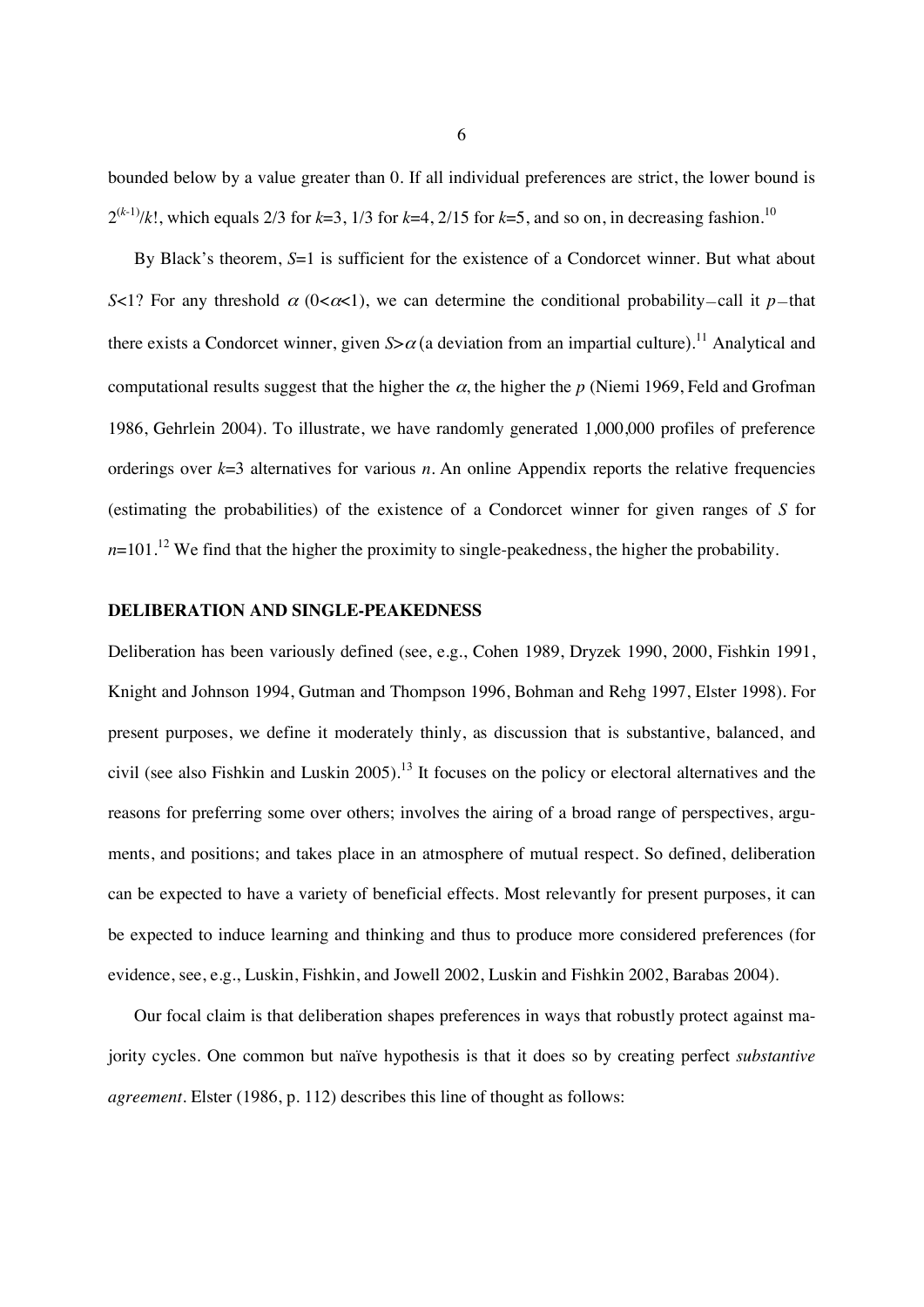bounded below by a value greater than 0. If all individual preferences are strict, the lower bound is $2^{(k-1)}/k!$, which equals 2/3 for $k$=3, 1/3 for $k$=4, 2/15 for $k$=5, and so on, in decreasing fashion.[10]

By Black's theorem, $S$=1 is sufficient for the existence of a Condorcet winner. But what about $S$<1? For any threshold $\alpha$ ($0<\alpha<1$), we can determine the conditional probability—call it $p$—that there exists a Condorcet winner, given $S>\alpha$ (a deviation from an impartial culture).[11] Analytical and computational results suggest that the higher the $\alpha$, the higher the $p$ (Niemi 1969, Feld and Grofman 1986, Gehrlein 2004). To illustrate, we have randomly generated 1,000,000 profiles of preference orderings over $k$=3 alternatives for various $n$. An online Appendix reports the relative frequencies (estimating the probabilities) of the existence of a Condorcet winner for given ranges of $S$ for $n$=101.[12] We find that the higher the proximity to single-peakedness, the higher the probability.

## DELIBERATION AND SINGLE-PEAKEDNESS

Deliberation has been variously defined (see, e.g., Cohen 1989, Dryzek 1990, 2000, Fishkin 1991, Knight and Johnson 1994, Gutman and Thompson 1996, Bohman and Rehg 1997, Elster 1998). For present purposes, we define it moderately thinly, as discussion that is substantive, balanced, and civil (see also Fishkin and Luskin 2005).[13] It focuses on the policy or electoral alternatives and the reasons for preferring some over others; involves the airing of a broad range of perspectives, arguments, and positions; and takes place in an atmosphere of mutual respect. So defined, deliberation can be expected to have a variety of beneficial effects. Most relevantly for present purposes, it can be expected to induce learning and thinking and thus to produce more considered preferences (for evidence, see, e.g., Luskin, Fishkin, and Jowell 2002, Luskin and Fishkin 2002, Barabas 2004).

Our focal claim is that deliberation shapes preferences in ways that robustly protect against majority cycles. One common but naïve hypothesis is that it does so by creating perfect *substantive agreement*. Elster (1986, p. 112) describes this line of thought as follows: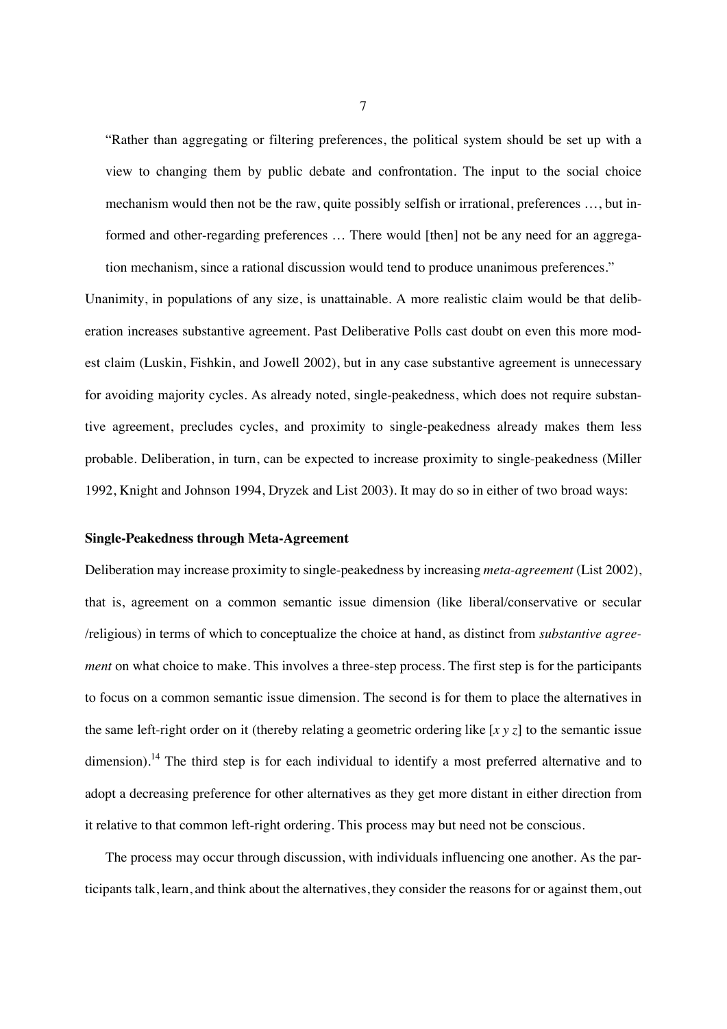> "Rather than aggregating or filtering preferences, the political system should be set up with a view to changing them by public debate and confrontation. The input to the social choice mechanism would then not be the raw, quite possibly selfish or irrational, preferences …, but informed and other-regarding preferences … There would [then] not be any need for an aggregation mechanism, since a rational discussion would tend to produce unanimous preferences."

Unanimity, in populations of any size, is unattainable. A more realistic claim would be that deliberation increases substantive agreement. Past Deliberative Polls cast doubt on even this more modest claim (Luskin, Fishkin, and Jowell 2002), but in any case substantive agreement is unnecessary for avoiding majority cycles. As already noted, single-peakedness, which does not require substantive agreement, precludes cycles, and proximity to single-peakedness already makes them less probable. Deliberation, in turn, can be expected to increase proximity to single-peakedness (Miller 1992, Knight and Johnson 1994, Dryzek and List 2003). It may do so in either of two broad ways:

### Single-Peakedness through Meta-Agreement

Deliberation may increase proximity to single-peakedness by increasing *meta-agreement* (List 2002), that is, agreement on a common semantic issue dimension (like liberal/conservative or secular /religious) in terms of which to conceptualize the choice at hand, as distinct from *substantive agreement* on what choice to make. This involves a three-step process. The first step is for the participants to focus on a common semantic issue dimension. The second is for them to place the alternatives in the same left-right order on it (thereby relating a geometric ordering like [*x y z*] to the semantic issue dimension).[14] The third step is for each individual to identify a most preferred alternative and to adopt a decreasing preference for other alternatives as they get more distant in either direction from it relative to that common left-right ordering. This process may but need not be conscious.

The process may occur through discussion, with individuals influencing one another. As the participants talk, learn, and think about the alternatives, they consider the reasons for or against them, out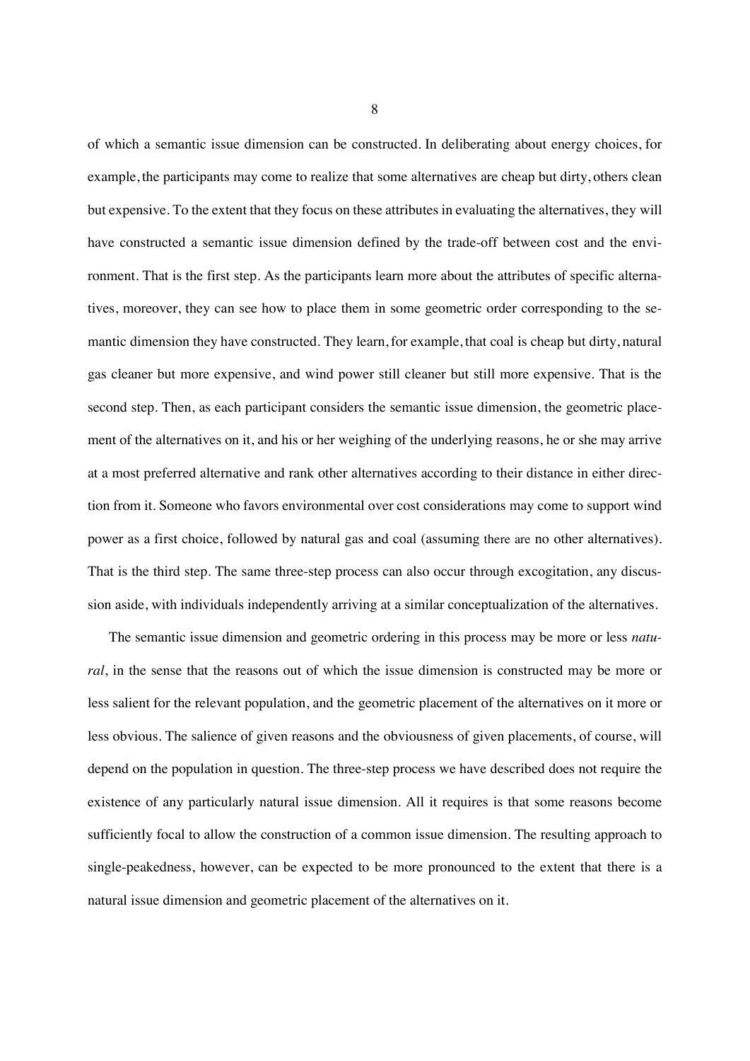of which a semantic issue dimension can be constructed. In deliberating about energy choices, for example, the participants may come to realize that some alternatives are cheap but dirty, others clean but expensive. To the extent that they focus on these attributes in evaluating the alternatives, they will have constructed a semantic issue dimension defined by the trade-off between cost and the environment. That is the first step. As the participants learn more about the attributes of specific alternatives, moreover, they can see how to place them in some geometric order corresponding to the semantic dimension they have constructed. They learn, for example, that coal is cheap but dirty, natural gas cleaner but more expensive, and wind power still cleaner but still more expensive. That is the second step. Then, as each participant considers the semantic issue dimension, the geometric placement of the alternatives on it, and his or her weighing of the underlying reasons, he or she may arrive at a most preferred alternative and rank other alternatives according to their distance in either direction from it. Someone who favors environmental over cost considerations may come to support wind power as a first choice, followed by natural gas and coal (assuming there are no other alternatives). That is the third step. The same three-step process can also occur through excogitation, any discussion aside, with individuals independently arriving at a similar conceptualization of the alternatives.

The semantic issue dimension and geometric ordering in this process may be more or less *natural*, in the sense that the reasons out of which the issue dimension is constructed may be more or less salient for the relevant population, and the geometric placement of the alternatives on it more or less obvious. The salience of given reasons and the obviousness of given placements, of course, will depend on the population in question. The three-step process we have described does not require the existence of any particularly natural issue dimension. All it requires is that some reasons become sufficiently focal to allow the construction of a common issue dimension. The resulting approach to single-peakedness, however, can be expected to be more pronounced to the extent that there is a natural issue dimension and geometric placement of the alternatives on it.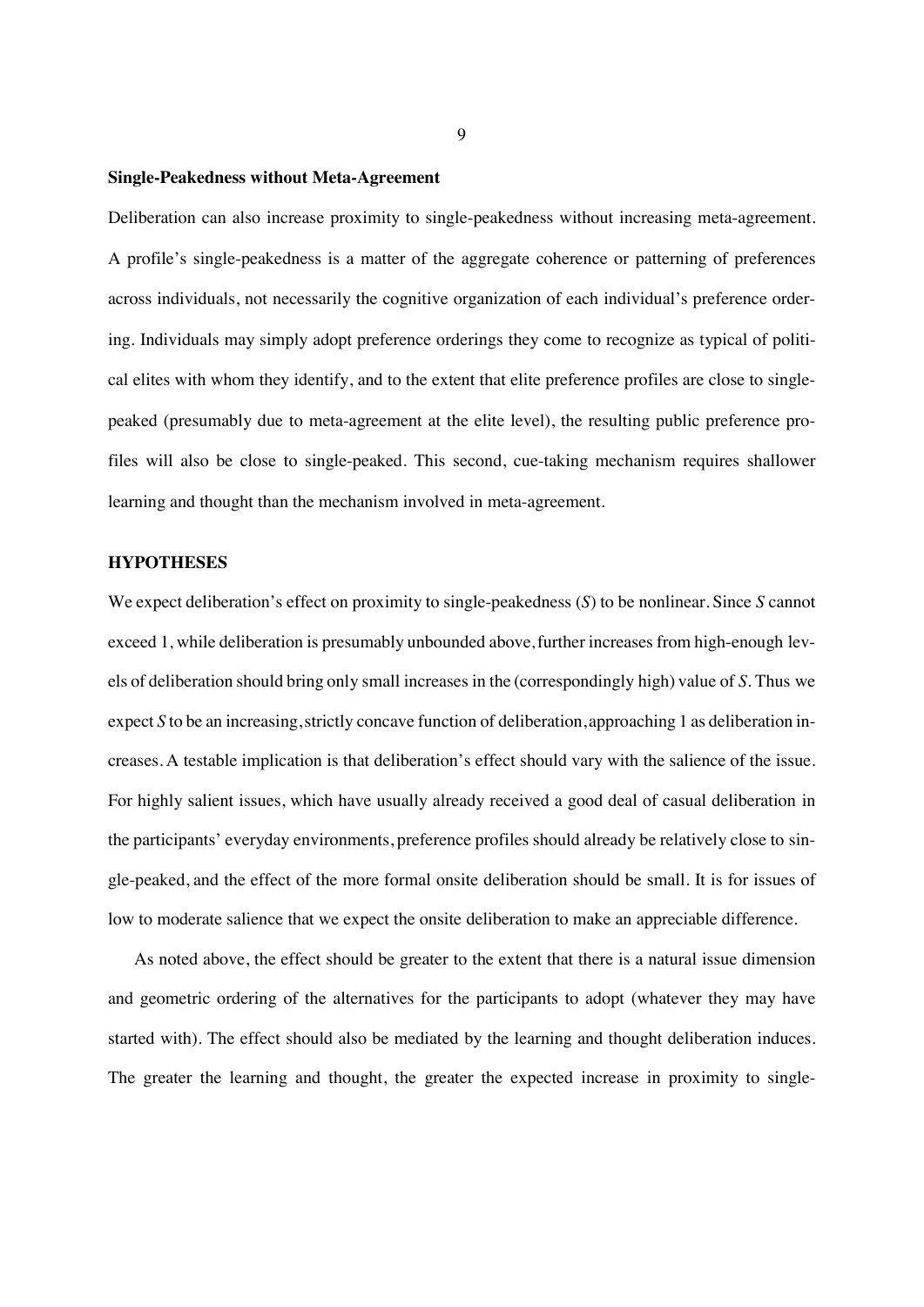### Single-Peakedness without Meta-Agreement

Deliberation can also increase proximity to single-peakedness without increasing meta-agreement. A profile's single-peakedness is a matter of the aggregate coherence or patterning of preferences across individuals, not necessarily the cognitive organization of each individual's preference ordering. Individuals may simply adopt preference orderings they come to recognize as typical of political elites with whom they identify, and to the extent that elite preference profiles are close to single-peaked (presumably due to meta-agreement at the elite level), the resulting public preference profiles will also be close to single-peaked. This second, cue-taking mechanism requires shallower learning and thought than the mechanism involved in meta-agreement.

## HYPOTHESES

We expect deliberation's effect on proximity to single-peakedness ($S$) to be nonlinear. Since $S$ cannot exceed 1, while deliberation is presumably unbounded above, further increases from high-enough levels of deliberation should bring only small increases in the (correspondingly high) value of $S$. Thus we expect $S$ to be an increasing, strictly concave function of deliberation, approaching 1 as deliberation increases. A testable implication is that deliberation's effect should vary with the salience of the issue. For highly salient issues, which have usually already received a good deal of casual deliberation in the participants' everyday environments, preference profiles should already be relatively close to single-peaked, and the effect of the more formal onsite deliberation should be small. It is for issues of low to moderate salience that we expect the onsite deliberation to make an appreciable difference.

As noted above, the effect should be greater to the extent that there is a natural issue dimension and geometric ordering of the alternatives for the participants to adopt (whatever they may have started with). The effect should also be mediated by the learning and thought deliberation induces. The greater the learning and thought, the greater the expected increase in proximity to single-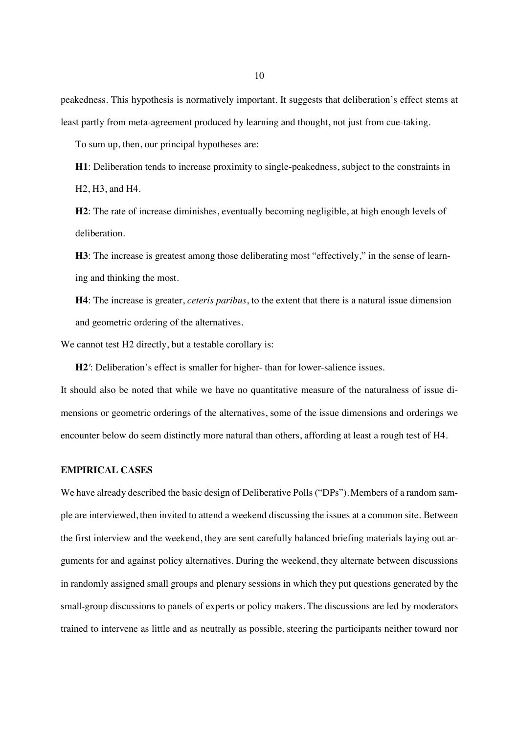peakedness. This hypothesis is normatively important. It suggests that deliberation's effect stems at least partly from meta-agreement produced by learning and thought, not just from cue-taking.

To sum up, then, our principal hypotheses are:

**H1**: Deliberation tends to increase proximity to single-peakedness, subject to the constraints in H2, H3, and H4.

**H2**: The rate of increase diminishes, eventually becoming negligible, at high enough levels of deliberation.

**H3**: The increase is greatest among those deliberating most "effectively," in the sense of learning and thinking the most.

**H4**: The increase is greater, *ceteris paribus*, to the extent that there is a natural issue dimension and geometric ordering of the alternatives.

We cannot test H2 directly, but a testable corollary is:

**H2′**: Deliberation's effect is smaller for higher- than for lower-salience issues.

It should also be noted that while we have no quantitative measure of the naturalness of issue dimensions or geometric orderings of the alternatives, some of the issue dimensions and orderings we encounter below do seem distinctly more natural than others, affording at least a rough test of H4.

## EMPIRICAL CASES

We have already described the basic design of Deliberative Polls ("DPs"). Members of a random sample are interviewed, then invited to attend a weekend discussing the issues at a common site. Between the first interview and the weekend, they are sent carefully balanced briefing materials laying out arguments for and against policy alternatives. During the weekend, they alternate between discussions in randomly assigned small groups and plenary sessions in which they put questions generated by the small-group discussions to panels of experts or policy makers. The discussions are led by moderators trained to intervene as little and as neutrally as possible, steering the participants neither toward nor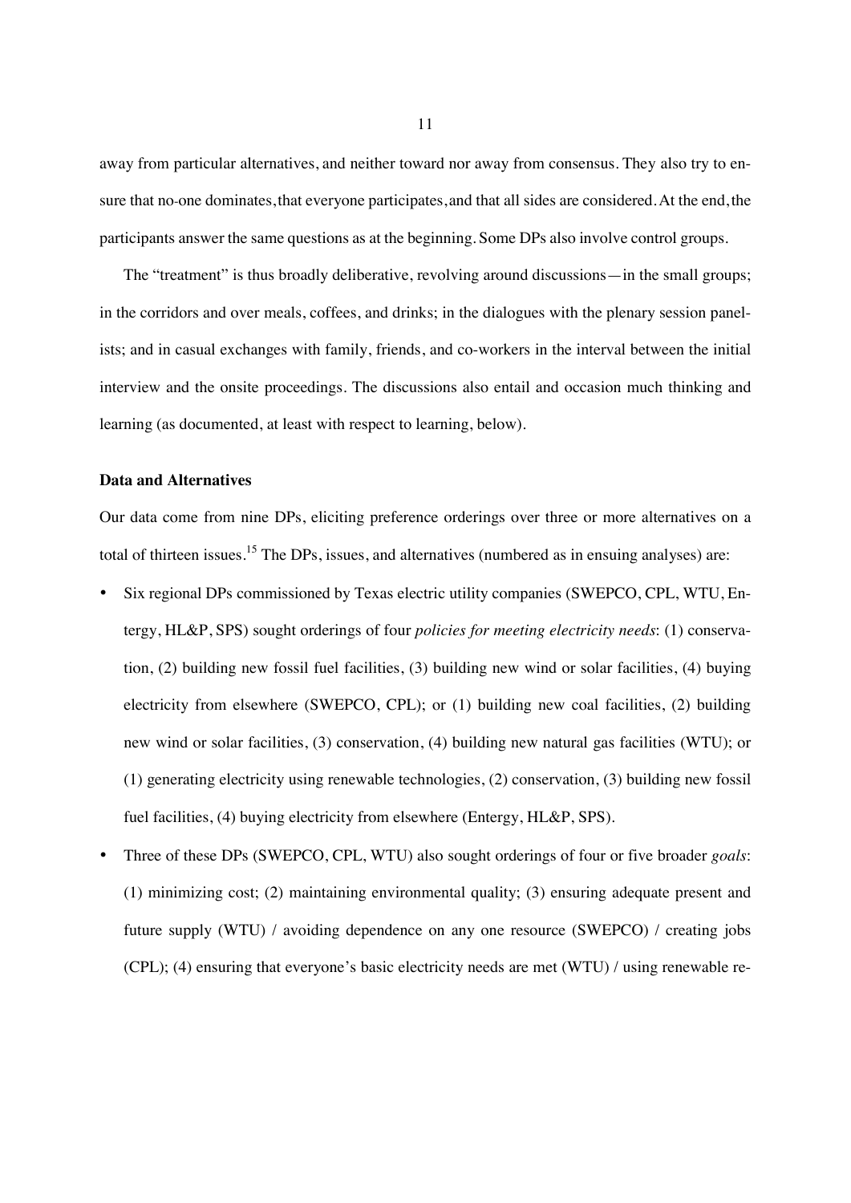away from particular alternatives, and neither toward nor away from consensus. They also try to ensure that no-one dominates, that everyone participates, and that all sides are considered. At the end, the participants answer the same questions as at the beginning. Some DPs also involve control groups.

The "treatment" is thus broadly deliberative, revolving around discussions—in the small groups; in the corridors and over meals, coffees, and drinks; in the dialogues with the plenary session panelists; and in casual exchanges with family, friends, and co-workers in the interval between the initial interview and the onsite proceedings. The discussions also entail and occasion much thinking and learning (as documented, at least with respect to learning, below).

### Data and Alternatives

Our data come from nine DPs, eliciting preference orderings over three or more alternatives on a total of thirteen issues.[15] The DPs, issues, and alternatives (numbered as in ensuing analyses) are:

- Six regional DPs commissioned by Texas electric utility companies (SWEPCO, CPL, WTU, Entergy, HL&P, SPS) sought orderings of four *policies for meeting electricity needs*: (1) conservation, (2) building new fossil fuel facilities, (3) building new wind or solar facilities, (4) buying electricity from elsewhere (SWEPCO, CPL); or (1) building new coal facilities, (2) building new wind or solar facilities, (3) conservation, (4) building new natural gas facilities (WTU); or (1) generating electricity using renewable technologies, (2) conservation, (3) building new fossil fuel facilities, (4) buying electricity from elsewhere (Entergy, HL&P, SPS).
- Three of these DPs (SWEPCO, CPL, WTU) also sought orderings of four or five broader *goals*: (1) minimizing cost; (2) maintaining environmental quality; (3) ensuring adequate present and future supply (WTU) / avoiding dependence on any one resource (SWEPCO) / creating jobs (CPL); (4) ensuring that everyone's basic electricity needs are met (WTU) / using renewable re-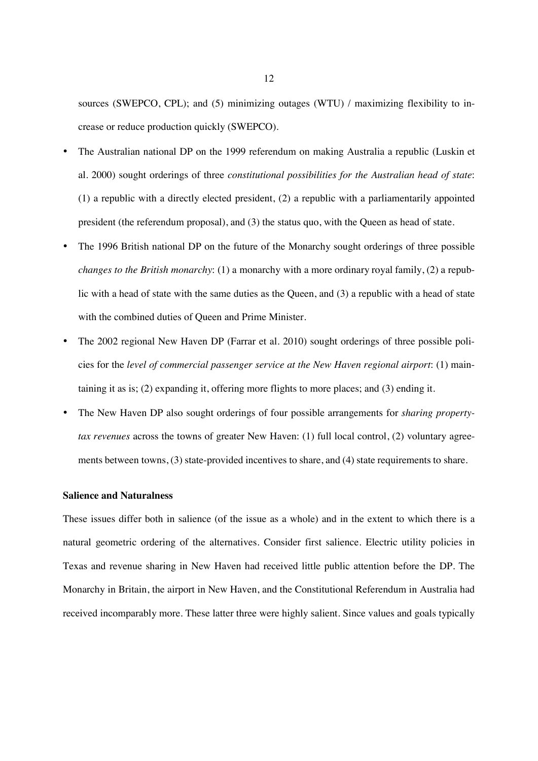sources (SWEPCO, CPL); and (5) minimizing outages (WTU) / maximizing flexibility to increase or reduce production quickly (SWEPCO).

- The Australian national DP on the 1999 referendum on making Australia a republic (Luskin et al. 2000) sought orderings of three *constitutional possibilities for the Australian head of state*: (1) a republic with a directly elected president, (2) a republic with a parliamentarily appointed president (the referendum proposal), and (3) the status quo, with the Queen as head of state.
- The 1996 British national DP on the future of the Monarchy sought orderings of three possible *changes to the British monarchy*: (1) a monarchy with a more ordinary royal family, (2) a republic with a head of state with the same duties as the Queen, and (3) a republic with a head of state with the combined duties of Queen and Prime Minister.
- The 2002 regional New Haven DP (Farrar et al. 2010) sought orderings of three possible policies for the *level of commercial passenger service at the New Haven regional airport*: (1) maintaining it as is; (2) expanding it, offering more flights to more places; and (3) ending it.
- The New Haven DP also sought orderings of four possible arrangements for *sharing property-tax revenues* across the towns of greater New Haven: (1) full local control, (2) voluntary agreements between towns, (3) state-provided incentives to share, and (4) state requirements to share.

**Salience and Naturalness**

These issues differ both in salience (of the issue as a whole) and in the extent to which there is a natural geometric ordering of the alternatives. Consider first salience. Electric utility policies in Texas and revenue sharing in New Haven had received little public attention before the DP. The Monarchy in Britain, the airport in New Haven, and the Constitutional Referendum in Australia had received incomparably more. These latter three were highly salient. Since values and goals typically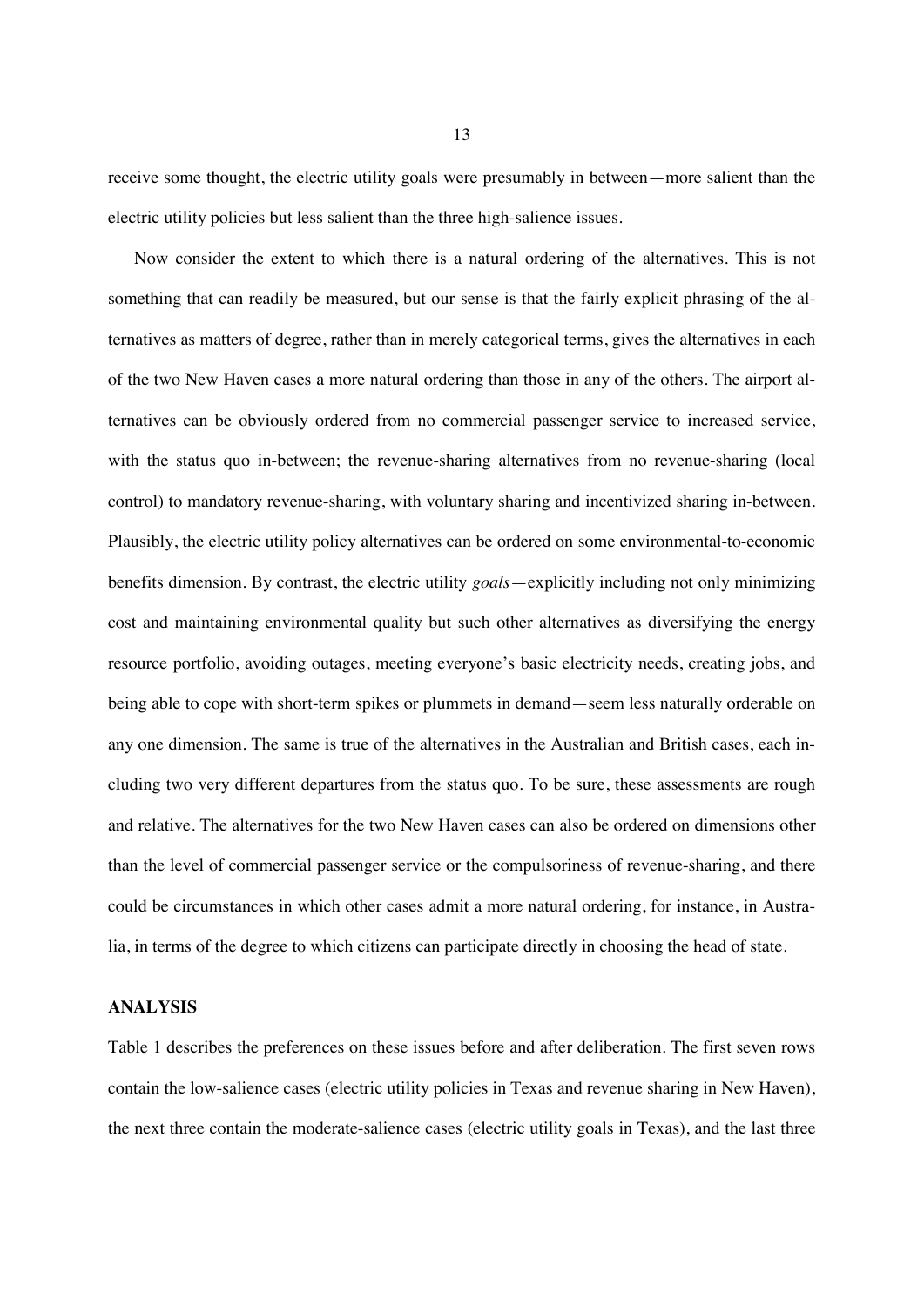receive some thought, the electric utility goals were presumably in between—more salient than the electric utility policies but less salient than the three high-salience issues.

Now consider the extent to which there is a natural ordering of the alternatives. This is not something that can readily be measured, but our sense is that the fairly explicit phrasing of the alternatives as matters of degree, rather than in merely categorical terms, gives the alternatives in each of the two New Haven cases a more natural ordering than those in any of the others. The airport alternatives can be obviously ordered from no commercial passenger service to increased service, with the status quo in-between; the revenue-sharing alternatives from no revenue-sharing (local control) to mandatory revenue-sharing, with voluntary sharing and incentivized sharing in-between. Plausibly, the electric utility policy alternatives can be ordered on some environmental-to-economic benefits dimension. By contrast, the electric utility *goals*—explicitly including not only minimizing cost and maintaining environmental quality but such other alternatives as diversifying the energy resource portfolio, avoiding outages, meeting everyone's basic electricity needs, creating jobs, and being able to cope with short-term spikes or plummets in demand—seem less naturally orderable on any one dimension. The same is true of the alternatives in the Australian and British cases, each including two very different departures from the status quo. To be sure, these assessments are rough and relative. The alternatives for the two New Haven cases can also be ordered on dimensions other than the level of commercial passenger service or the compulsoriness of revenue-sharing, and there could be circumstances in which other cases admit a more natural ordering, for instance, in Australia, in terms of the degree to which citizens can participate directly in choosing the head of state.

## ANALYSIS

Table 1 describes the preferences on these issues before and after deliberation. The first seven rows contain the low-salience cases (electric utility policies in Texas and revenue sharing in New Haven), the next three contain the moderate-salience cases (electric utility goals in Texas), and the last three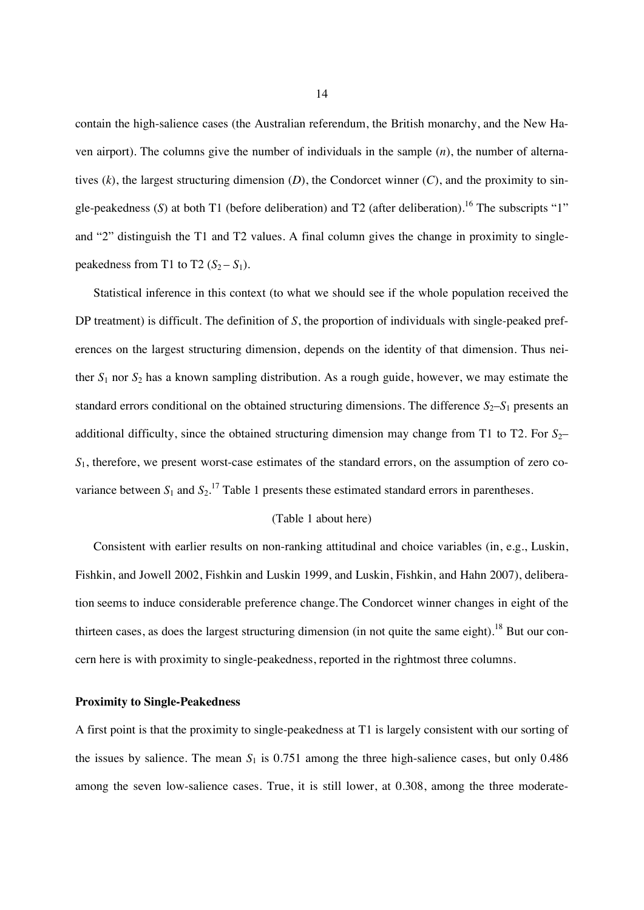contain the high-salience cases (the Australian referendum, the British monarchy, and the New Haven airport). The columns give the number of individuals in the sample ($n$), the number of alternatives ($k$), the largest structuring dimension ($D$), the Condorcet winner ($C$), and the proximity to single-peakedness ($S$) at both T1 (before deliberation) and T2 (after deliberation).[16] The subscripts "1" and "2" distinguish the T1 and T2 values. A final column gives the change in proximity to single-peakedness from T1 to T2 ($S_2 - S_1$).

Statistical inference in this context (to what we should see if the whole population received the DP treatment) is difficult. The definition of $S$, the proportion of individuals with single-peaked preferences on the largest structuring dimension, depends on the identity of that dimension. Thus neither $S_1$ nor $S_2$ has a known sampling distribution. As a rough guide, however, we may estimate the standard errors conditional on the obtained structuring dimensions. The difference $S_2$–$S_1$ presents an additional difficulty, since the obtained structuring dimension may change from T1 to T2. For $S_2$–$S_1$, therefore, we present worst-case estimates of the standard errors, on the assumption of zero covariance between $S_1$ and $S_2$.[17] Table 1 presents these estimated standard errors in parentheses.

(Table 1 about here)

Consistent with earlier results on non-ranking attitudinal and choice variables (in, e.g., Luskin, Fishkin, and Jowell 2002, Fishkin and Luskin 1999, and Luskin, Fishkin, and Hahn 2007), deliberation seems to induce considerable preference change. The Condorcet winner changes in eight of the thirteen cases, as does the largest structuring dimension (in not quite the same eight).[18] But our concern here is with proximity to single-peakedness, reported in the rightmost three columns.

**Proximity to Single-Peakedness**

A first point is that the proximity to single-peakedness at T1 is largely consistent with our sorting of the issues by salience. The mean $S_1$ is 0.751 among the three high-salience cases, but only 0.486 among the seven low-salience cases. True, it is still lower, at 0.308, among the three moderate-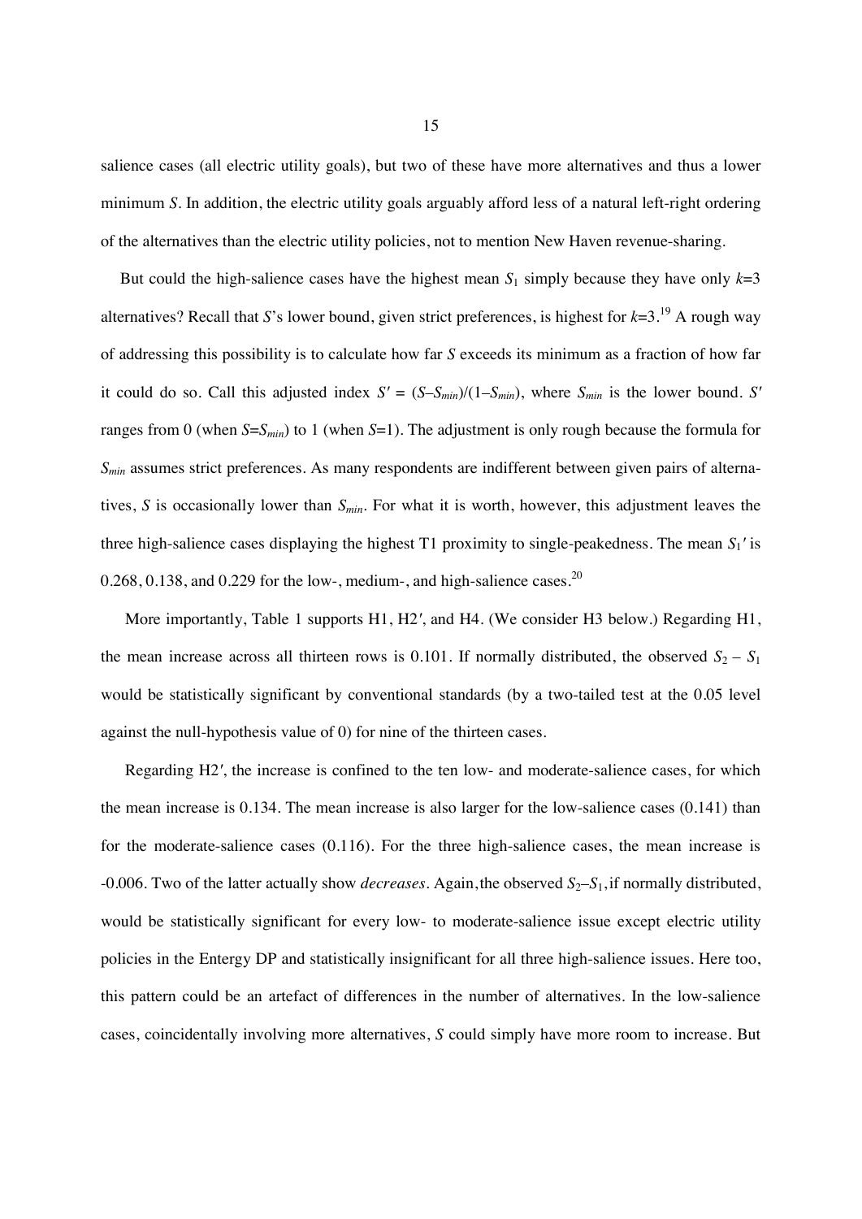salience cases (all electric utility goals), but two of these have more alternatives and thus a lower minimum $S$. In addition, the electric utility goals arguably afford less of a natural left-right ordering of the alternatives than the electric utility policies, not to mention New Haven revenue-sharing.

But could the high-salience cases have the highest mean $S_1$ simply because they have only $k$=3 alternatives? Recall that $S$'s lower bound, given strict preferences, is highest for $k$=3.[19] A rough way of addressing this possibility is to calculate how far $S$ exceeds its minimum as a fraction of how far it could do so. Call this adjusted index $S' = (S–S_{min})/(1–S_{min})$, where $S_{min}$ is the lower bound. $S'$ ranges from 0 (when $S$=$S_{min}$) to 1 (when $S$=1). The adjustment is only rough because the formula for $S_{min}$ assumes strict preferences. As many respondents are indifferent between given pairs of alternatives, $S$ is occasionally lower than $S_{min}$. For what it is worth, however, this adjustment leaves the three high-salience cases displaying the highest T1 proximity to single-peakedness. The mean $S_1'$ is 0.268, 0.138, and 0.229 for the low-, medium-, and high-salience cases.[20]

More importantly, Table 1 supports H1, H2′, and H4. (We consider H3 below.) Regarding H1, the mean increase across all thirteen rows is 0.101. If normally distributed, the observed $S_2 – S_1$ would be statistically significant by conventional standards (by a two-tailed test at the 0.05 level against the null-hypothesis value of 0) for nine of the thirteen cases.

Regarding H2′, the increase is confined to the ten low- and moderate-salience cases, for which the mean increase is 0.134. The mean increase is also larger for the low-salience cases (0.141) than for the moderate-salience cases (0.116). For the three high-salience cases, the mean increase is -0.006. Two of the latter actually show *decreases*. Again, the observed $S_2$–$S_1$, if normally distributed, would be statistically significant for every low- to moderate-salience issue except electric utility policies in the Entergy DP and statistically insignificant for all three high-salience issues. Here too, this pattern could be an artefact of differences in the number of alternatives. In the low-salience cases, coincidentally involving more alternatives, $S$ could simply have more room to increase. But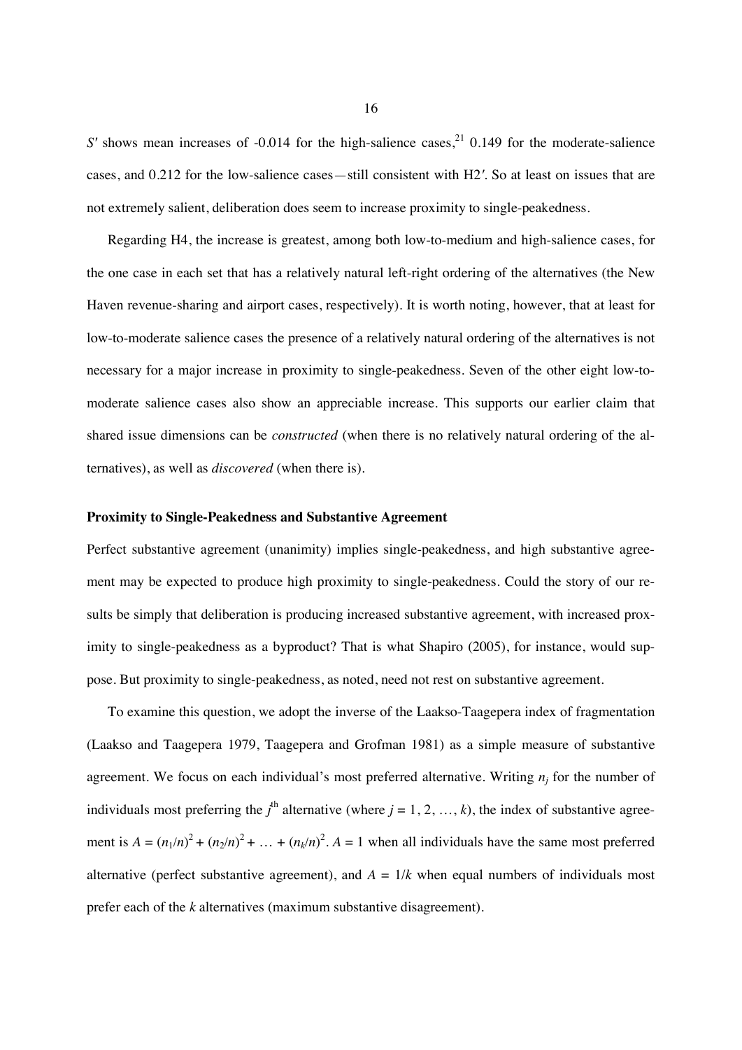$S'$ shows mean increases of -0.014 for the high-salience cases,[21] 0.149 for the moderate-salience cases, and 0.212 for the low-salience cases—still consistent with H2′. So at least on issues that are not extremely salient, deliberation does seem to increase proximity to single-peakedness.

Regarding H4, the increase is greatest, among both low-to-medium and high-salience cases, for the one case in each set that has a relatively natural left-right ordering of the alternatives (the New Haven revenue-sharing and airport cases, respectively). It is worth noting, however, that at least for low-to-moderate salience cases the presence of a relatively natural ordering of the alternatives is not necessary for a major increase in proximity to single-peakedness. Seven of the other eight low-to-moderate salience cases also show an appreciable increase. This supports our earlier claim that shared issue dimensions can be *constructed* (when there is no relatively natural ordering of the alternatives), as well as *discovered* (when there is).

### Proximity to Single-Peakedness and Substantive Agreement

Perfect substantive agreement (unanimity) implies single-peakedness, and high substantive agreement may be expected to produce high proximity to single-peakedness. Could the story of our results be simply that deliberation is producing increased substantive agreement, with increased proximity to single-peakedness as a byproduct? That is what Shapiro (2005), for instance, would suppose. But proximity to single-peakedness, as noted, need not rest on substantive agreement.

To examine this question, we adopt the inverse of the Laakso-Taagepera index of fragmentation (Laakso and Taagepera 1979, Taagepera and Grofman 1981) as a simple measure of substantive agreement. We focus on each individual's most preferred alternative. Writing $n_j$ for the number of individuals most preferring the $j^{\text{th}}$ alternative (where $j = 1, 2, \ldots, k$), the index of substantive agreement is $A = (n_1/n)^2 + (n_2/n)^2 + \ldots + (n_k/n)^2$. $A = 1$ when all individuals have the same most preferred alternative (perfect substantive agreement), and $A = 1/k$ when equal numbers of individuals most prefer each of the $k$ alternatives (maximum substantive disagreement).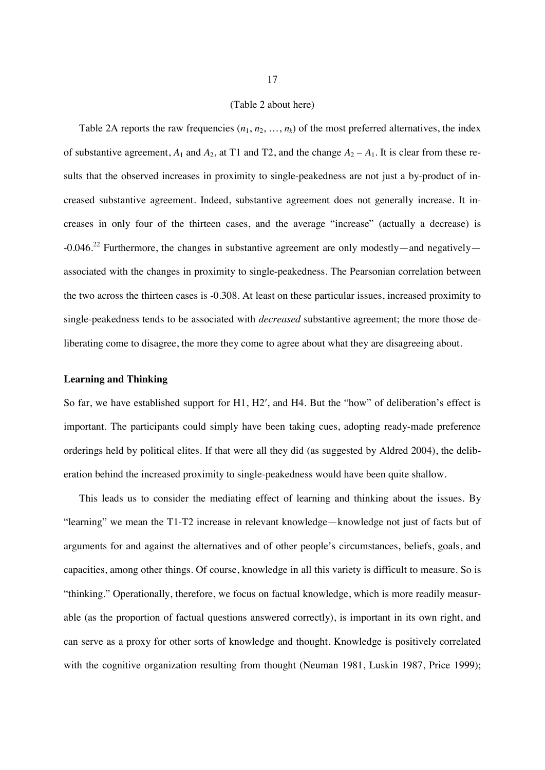(Table 2 about here)

Table 2A reports the raw frequencies ($n_1, n_2, \ldots, n_k$) of the most preferred alternatives, the index of substantive agreement, $A_1$ and $A_2$, at T1 and T2, and the change $A_2 - A_1$. It is clear from these results that the observed increases in proximity to single-peakedness are not just a by-product of increased substantive agreement. Indeed, substantive agreement does not generally increase. It increases in only four of the thirteen cases, and the average "increase" (actually a decrease) is -0.046.[22] Furthermore, the changes in substantive agreement are only modestly—and negatively—associated with the changes in proximity to single-peakedness. The Pearsonian correlation between the two across the thirteen cases is -0.308. At least on these particular issues, increased proximity to single-peakedness tends to be associated with *decreased* substantive agreement; the more those deliberating come to disagree, the more they come to agree about what they are disagreeing about.

### Learning and Thinking

So far, we have established support for H1, H2′, and H4. But the "how" of deliberation's effect is important. The participants could simply have been taking cues, adopting ready-made preference orderings held by political elites. If that were all they did (as suggested by Aldred 2004), the deliberation behind the increased proximity to single-peakedness would have been quite shallow.

This leads us to consider the mediating effect of learning and thinking about the issues. By "learning" we mean the T1-T2 increase in relevant knowledge—knowledge not just of facts but of arguments for and against the alternatives and of other people's circumstances, beliefs, goals, and capacities, among other things. Of course, knowledge in all this variety is difficult to measure. So is "thinking." Operationally, therefore, we focus on factual knowledge, which is more readily measurable (as the proportion of factual questions answered correctly), is important in its own right, and can serve as a proxy for other sorts of knowledge and thought. Knowledge is positively correlated with the cognitive organization resulting from thought (Neuman 1981, Luskin 1987, Price 1999);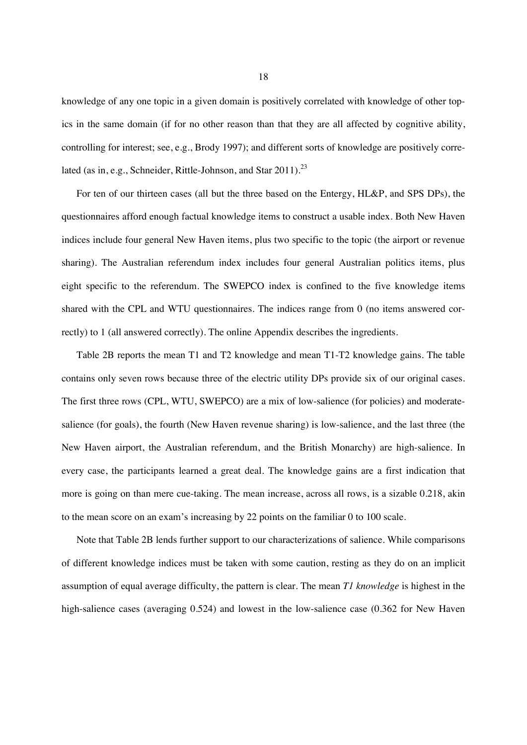knowledge of any one topic in a given domain is positively correlated with knowledge of other topics in the same domain (if for no other reason than that they are all affected by cognitive ability, controlling for interest; see, e.g., Brody 1997); and different sorts of knowledge are positively correlated (as in, e.g., Schneider, Rittle-Johnson, and Star 2011).[23]

For ten of our thirteen cases (all but the three based on the Entergy, HL&P, and SPS DPs), the questionnaires afford enough factual knowledge items to construct a usable index. Both New Haven indices include four general New Haven items, plus two specific to the topic (the airport or revenue sharing). The Australian referendum index includes four general Australian politics items, plus eight specific to the referendum. The SWEPCO index is confined to the five knowledge items shared with the CPL and WTU questionnaires. The indices range from 0 (no items answered correctly) to 1 (all answered correctly). The online Appendix describes the ingredients.

Table 2B reports the mean T1 and T2 knowledge and mean T1-T2 knowledge gains. The table contains only seven rows because three of the electric utility DPs provide six of our original cases. The first three rows (CPL, WTU, SWEPCO) are a mix of low-salience (for policies) and moderate-salience (for goals), the fourth (New Haven revenue sharing) is low-salience, and the last three (the New Haven airport, the Australian referendum, and the British Monarchy) are high-salience. In every case, the participants learned a great deal. The knowledge gains are a first indication that more is going on than mere cue-taking. The mean increase, across all rows, is a sizable 0.218, akin to the mean score on an exam's increasing by 22 points on the familiar 0 to 100 scale.

Note that Table 2B lends further support to our characterizations of salience. While comparisons of different knowledge indices must be taken with some caution, resting as they do on an implicit assumption of equal average difficulty, the pattern is clear. The mean *T1 knowledge* is highest in the high-salience cases (averaging 0.524) and lowest in the low-salience case (0.362 for New Haven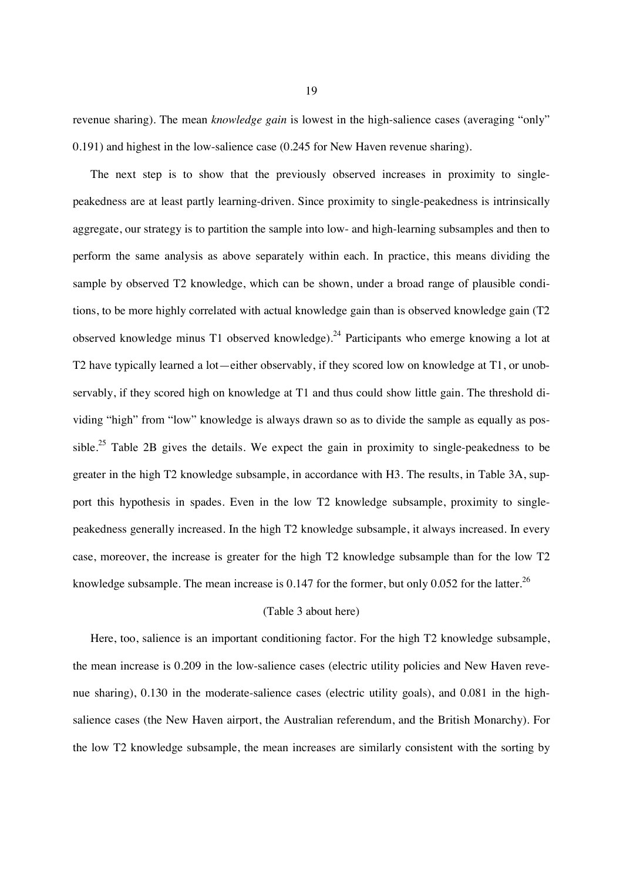revenue sharing). The mean *knowledge gain* is lowest in the high-salience cases (averaging "only" 0.191) and highest in the low-salience case (0.245 for New Haven revenue sharing).

The next step is to show that the previously observed increases in proximity to single-peakedness are at least partly learning-driven. Since proximity to single-peakedness is intrinsically aggregate, our strategy is to partition the sample into low- and high-learning subsamples and then to perform the same analysis as above separately within each. In practice, this means dividing the sample by observed T2 knowledge, which can be shown, under a broad range of plausible conditions, to be more highly correlated with actual knowledge gain than is observed knowledge gain (T2 observed knowledge minus T1 observed knowledge).[24] Participants who emerge knowing a lot at T2 have typically learned a lot—either observably, if they scored low on knowledge at T1, or unobservably, if they scored high on knowledge at T1 and thus could show little gain. The threshold dividing "high" from "low" knowledge is always drawn so as to divide the sample as equally as possible.[25] Table 2B gives the details. We expect the gain in proximity to single-peakedness to be greater in the high T2 knowledge subsample, in accordance with H3. The results, in Table 3A, support this hypothesis in spades. Even in the low T2 knowledge subsample, proximity to single-peakedness generally increased. In the high T2 knowledge subsample, it always increased. In every case, moreover, the increase is greater for the high T2 knowledge subsample than for the low T2 knowledge subsample. The mean increase is 0.147 for the former, but only 0.052 for the latter.[26]

(Table 3 about here)

Here, too, salience is an important conditioning factor. For the high T2 knowledge subsample, the mean increase is 0.209 in the low-salience cases (electric utility policies and New Haven revenue sharing), 0.130 in the moderate-salience cases (electric utility goals), and 0.081 in the high-salience cases (the New Haven airport, the Australian referendum, and the British Monarchy). For the low T2 knowledge subsample, the mean increases are similarly consistent with the sorting by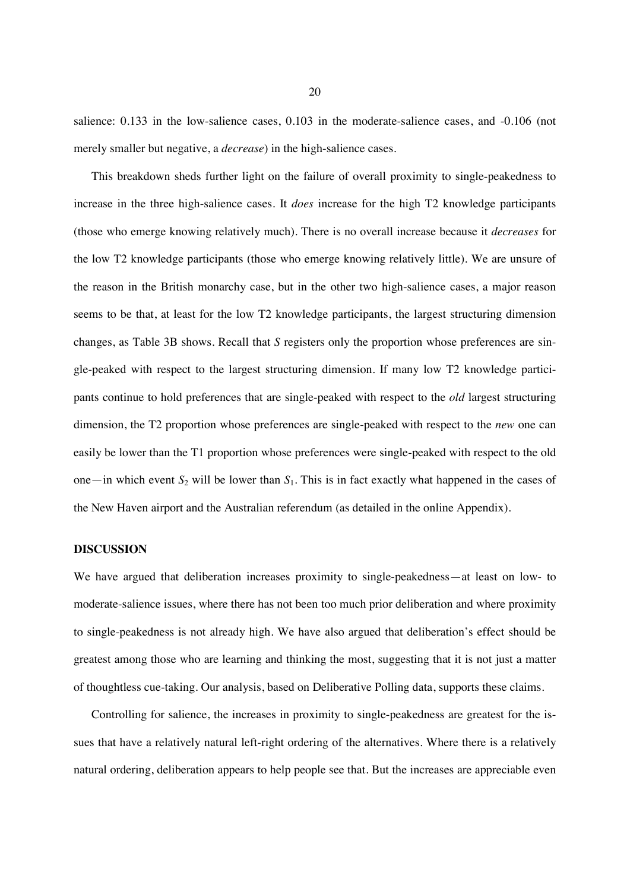salience: 0.133 in the low-salience cases, 0.103 in the moderate-salience cases, and -0.106 (not merely smaller but negative, a *decrease*) in the high-salience cases.

This breakdown sheds further light on the failure of overall proximity to single-peakedness to increase in the three high-salience cases. It *does* increase for the high T2 knowledge participants (those who emerge knowing relatively much). There is no overall increase because it *decreases* for the low T2 knowledge participants (those who emerge knowing relatively little). We are unsure of the reason in the British monarchy case, but in the other two high-salience cases, a major reason seems to be that, at least for the low T2 knowledge participants, the largest structuring dimension changes, as Table 3B shows. Recall that *S* registers only the proportion whose preferences are single-peaked with respect to the largest structuring dimension. If many low T2 knowledge participants continue to hold preferences that are single-peaked with respect to the *old* largest structuring dimension, the T2 proportion whose preferences are single-peaked with respect to the *new* one can easily be lower than the T1 proportion whose preferences were single-peaked with respect to the old one—in which event $S_2$ will be lower than $S_1$. This is in fact exactly what happened in the cases of the New Haven airport and the Australian referendum (as detailed in the online Appendix).

## DISCUSSION

We have argued that deliberation increases proximity to single-peakedness—at least on low- to moderate-salience issues, where there has not been too much prior deliberation and where proximity to single-peakedness is not already high. We have also argued that deliberation's effect should be greatest among those who are learning and thinking the most, suggesting that it is not just a matter of thoughtless cue-taking. Our analysis, based on Deliberative Polling data, supports these claims.

Controlling for salience, the increases in proximity to single-peakedness are greatest for the issues that have a relatively natural left-right ordering of the alternatives. Where there is a relatively natural ordering, deliberation appears to help people see that. But the increases are appreciable even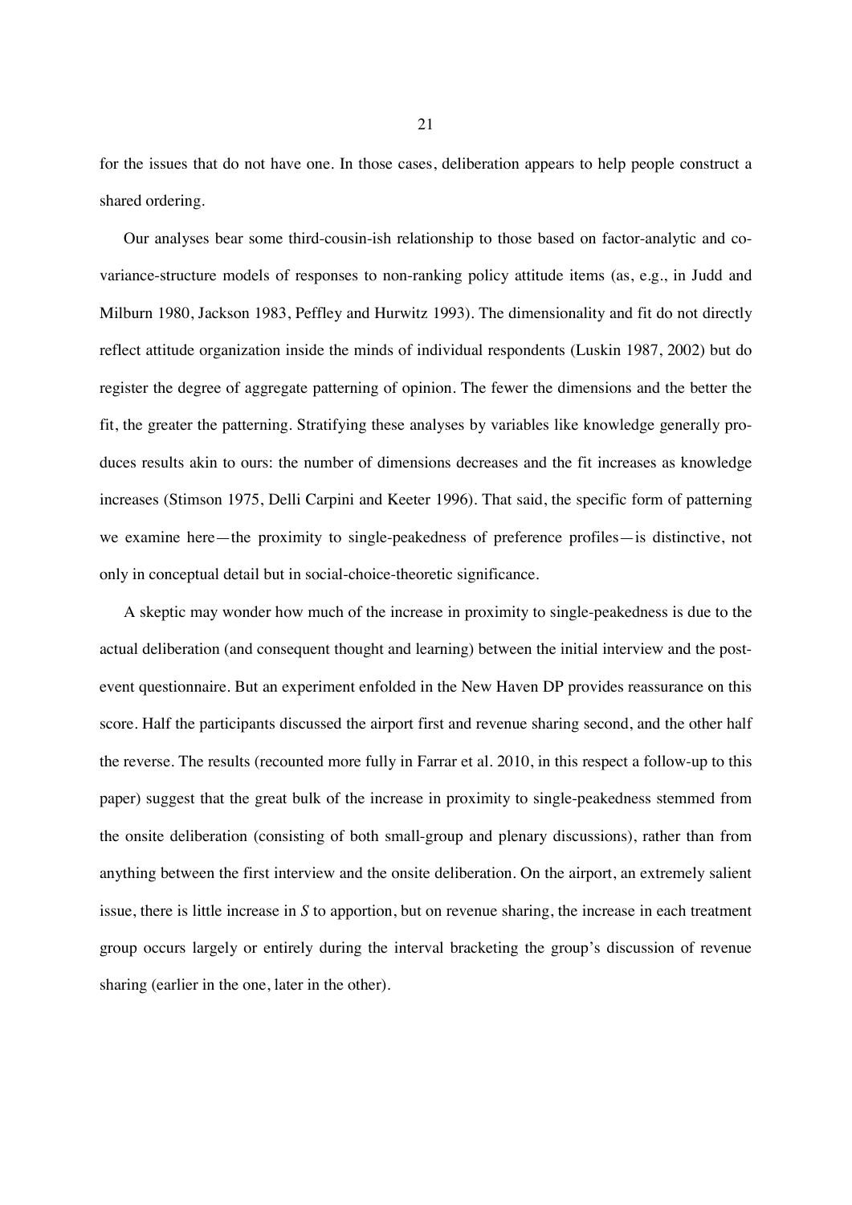for the issues that do not have one. In those cases, deliberation appears to help people construct a shared ordering.

Our analyses bear some third-cousin-ish relationship to those based on factor-analytic and covariance-structure models of responses to non-ranking policy attitude items (as, e.g., in Judd and Milburn 1980, Jackson 1983, Peffley and Hurwitz 1993). The dimensionality and fit do not directly reflect attitude organization inside the minds of individual respondents (Luskin 1987, 2002) but do register the degree of aggregate patterning of opinion. The fewer the dimensions and the better the fit, the greater the patterning. Stratifying these analyses by variables like knowledge generally produces results akin to ours: the number of dimensions decreases and the fit increases as knowledge increases (Stimson 1975, Delli Carpini and Keeter 1996). That said, the specific form of patterning we examine here—the proximity to single-peakedness of preference profiles—is distinctive, not only in conceptual detail but in social-choice-theoretic significance.

A skeptic may wonder how much of the increase in proximity to single-peakedness is due to the actual deliberation (and consequent thought and learning) between the initial interview and the post-event questionnaire. But an experiment enfolded in the New Haven DP provides reassurance on this score. Half the participants discussed the airport first and revenue sharing second, and the other half the reverse. The results (recounted more fully in Farrar et al. 2010, in this respect a follow-up to this paper) suggest that the great bulk of the increase in proximity to single-peakedness stemmed from the onsite deliberation (consisting of both small-group and plenary discussions), rather than from anything between the first interview and the onsite deliberation. On the airport, an extremely salient issue, there is little increase in $S$ to apportion, but on revenue sharing, the increase in each treatment group occurs largely or entirely during the interval bracketing the group's discussion of revenue sharing (earlier in the one, later in the other).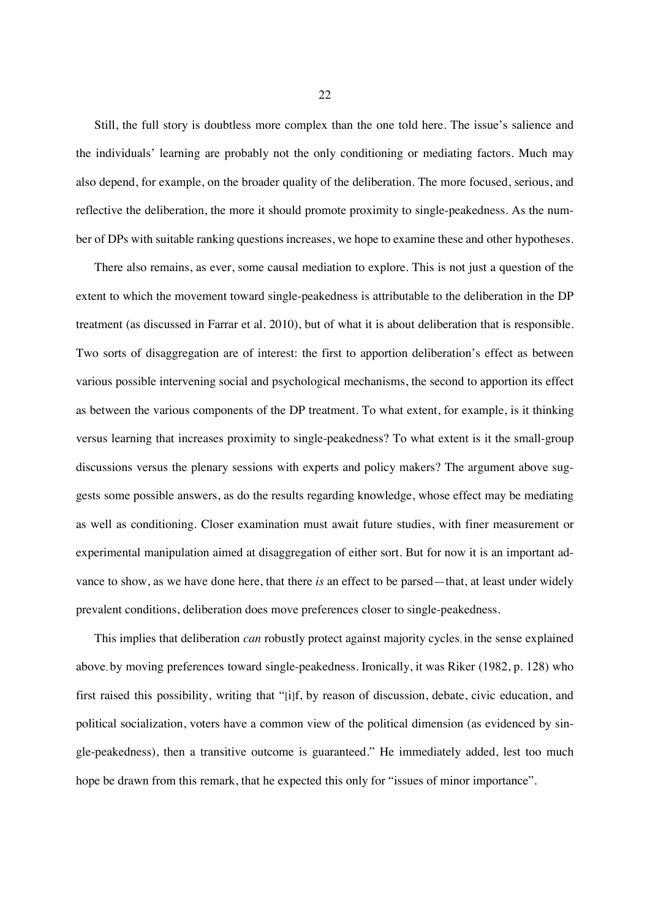Still, the full story is doubtless more complex than the one told here. The issue's salience and the individuals' learning are probably not the only conditioning or mediating factors. Much may also depend, for example, on the broader quality of the deliberation. The more focused, serious, and reflective the deliberation, the more it should promote proximity to single-peakedness. As the number of DPs with suitable ranking questions increases, we hope to examine these and other hypotheses.

There also remains, as ever, some causal mediation to explore. This is not just a question of the extent to which the movement toward single-peakedness is attributable to the deliberation in the DP treatment (as discussed in Farrar et al. 2010), but of what it is about deliberation that is responsible. Two sorts of disaggregation are of interest: the first to apportion deliberation's effect as between various possible intervening social and psychological mechanisms, the second to apportion its effect as between the various components of the DP treatment. To what extent, for example, is it thinking versus learning that increases proximity to single-peakedness? To what extent is it the small-group discussions versus the plenary sessions with experts and policy makers? The argument above suggests some possible answers, as do the results regarding knowledge, whose effect may be mediating as well as conditioning. Closer examination must await future studies, with finer measurement or experimental manipulation aimed at disaggregation of either sort. But for now it is an important advance to show, as we have done here, that there *is* an effect to be parsed—that, at least under widely prevalent conditions, deliberation does move preferences closer to single-peakedness.

This implies that deliberation *can* robustly protect against majority cycles, in the sense explained above, by moving preferences toward single-peakedness. Ironically, it was Riker (1982, p. 128) who first raised this possibility, writing that "[i]f, by reason of discussion, debate, civic education, and political socialization, voters have a common view of the political dimension (as evidenced by single-peakedness), then a transitive outcome is guaranteed." He immediately added, lest too much hope be drawn from this remark, that he expected this only for "issues of minor importance".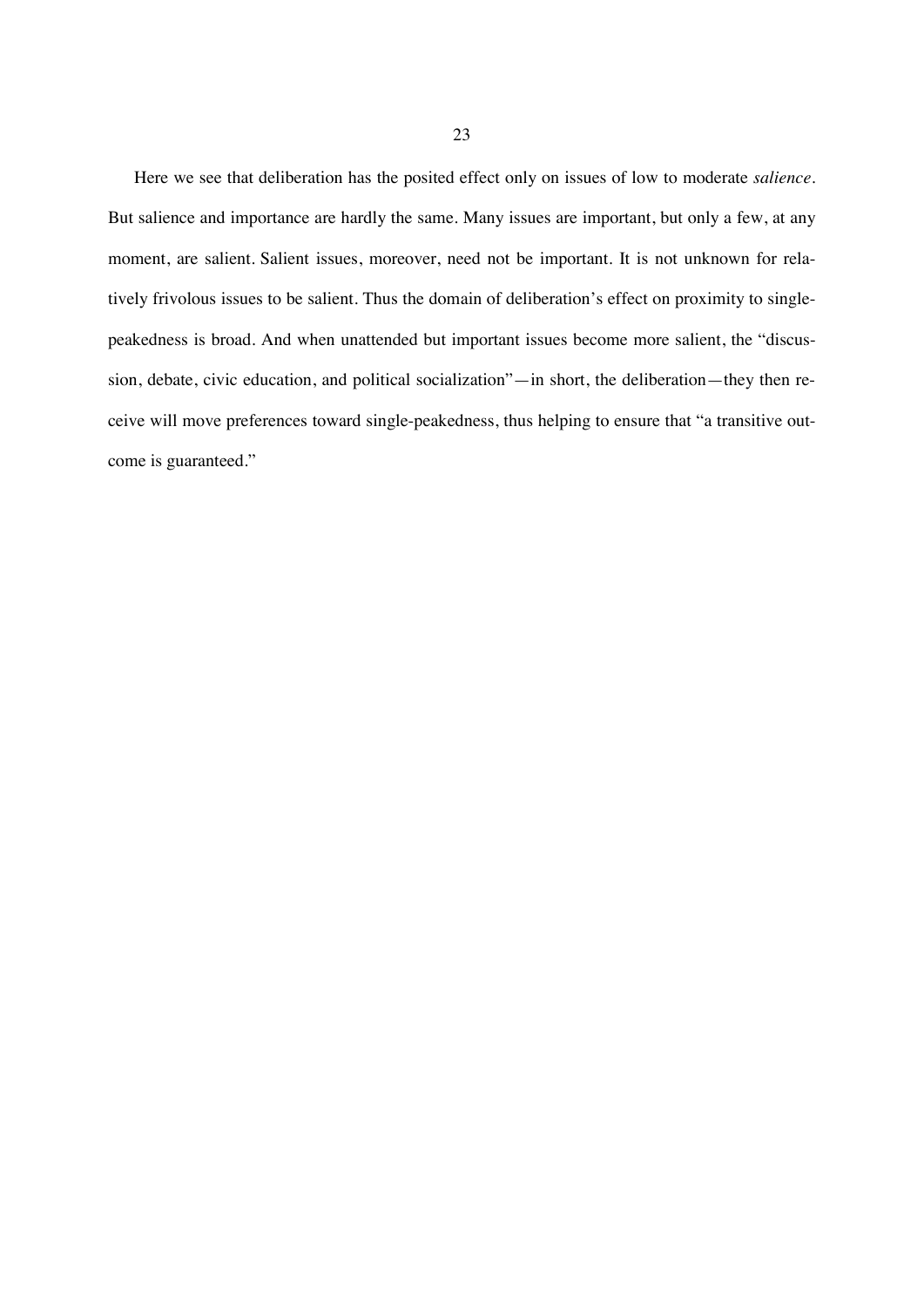Here we see that deliberation has the posited effect only on issues of low to moderate *salience*. But salience and importance are hardly the same. Many issues are important, but only a few, at any moment, are salient. Salient issues, moreover, need not be important. It is not unknown for relatively frivolous issues to be salient. Thus the domain of deliberation's effect on proximity to single-peakedness is broad. And when unattended but important issues become more salient, the "discussion, debate, civic education, and political socialization"—in short, the deliberation—they then receive will move preferences toward single-peakedness, thus helping to ensure that "a transitive outcome is guaranteed."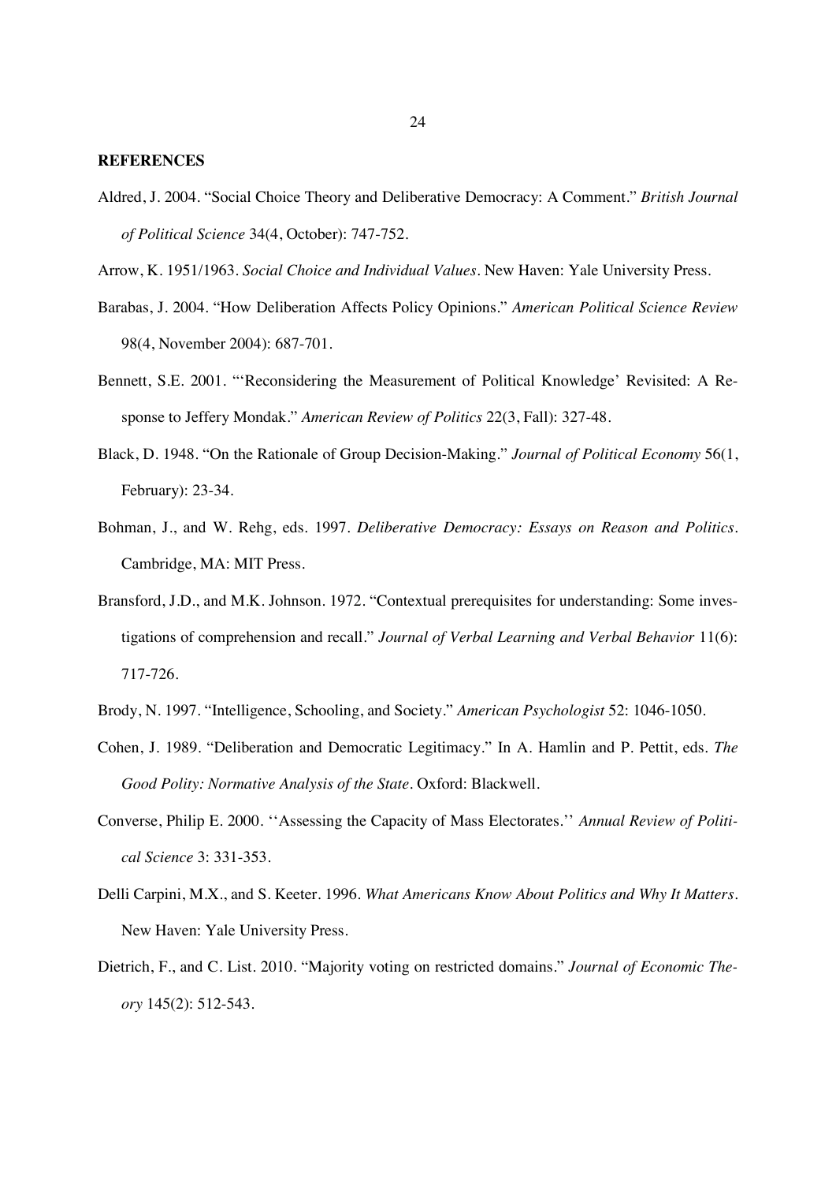## REFERENCES

Aldred, J. 2004. "Social Choice Theory and Deliberative Democracy: A Comment." *British Journal of Political Science* 34(4, October): 747-752.

Arrow, K. 1951/1963. *Social Choice and Individual Values*. New Haven: Yale University Press.

Barabas, J. 2004. "How Deliberation Affects Policy Opinions." *American Political Science Review* 98(4, November 2004): 687-701.

Bennett, S.E. 2001. "'Reconsidering the Measurement of Political Knowledge' Revisited: A Response to Jeffery Mondak." *American Review of Politics* 22(3, Fall): 327-48.

Black, D. 1948. "On the Rationale of Group Decision-Making." *Journal of Political Economy* 56(1, February): 23-34.

Bohman, J., and W. Rehg, eds. 1997. *Deliberative Democracy: Essays on Reason and Politics*. Cambridge, MA: MIT Press.

Bransford, J.D., and M.K. Johnson. 1972. "Contextual prerequisites for understanding: Some investigations of comprehension and recall." *Journal of Verbal Learning and Verbal Behavior* 11(6): 717-726.

Brody, N. 1997. "Intelligence, Schooling, and Society." *American Psychologist* 52: 1046-1050.

Cohen, J. 1989. "Deliberation and Democratic Legitimacy." In A. Hamlin and P. Pettit, eds. *The Good Polity: Normative Analysis of the State*. Oxford: Blackwell.

Converse, Philip E. 2000. ''Assessing the Capacity of Mass Electorates.'' *Annual Review of Political Science* 3: 331-353.

Delli Carpini, M.X., and S. Keeter. 1996. *What Americans Know About Politics and Why It Matters*. New Haven: Yale University Press.

Dietrich, F., and C. List. 2010. "Majority voting on restricted domains." *Journal of Economic Theory* 145(2): 512-543.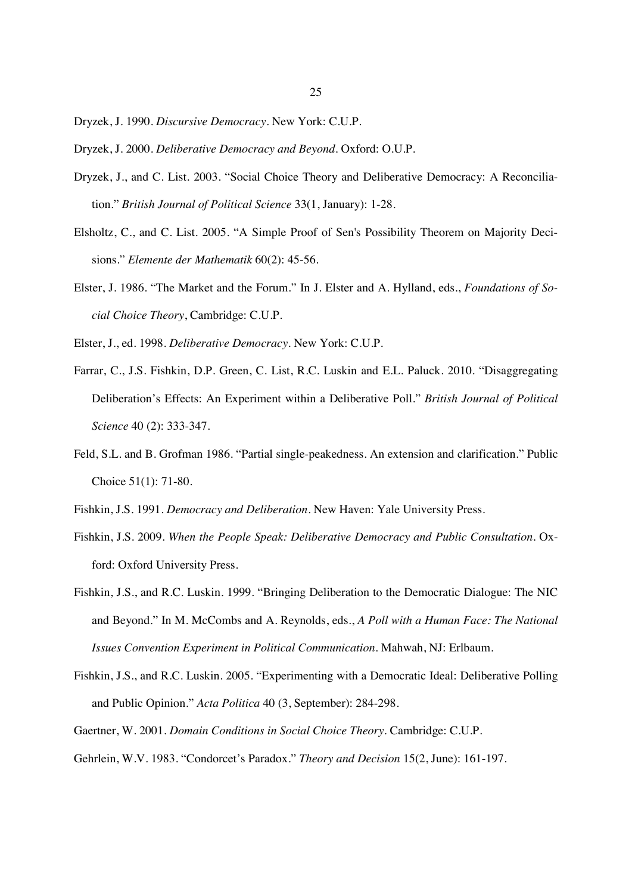Dryzek, J. 1990. *Discursive Democracy*. New York: C.U.P.

Dryzek, J. 2000. *Deliberative Democracy and Beyond*. Oxford: O.U.P.

Dryzek, J., and C. List. 2003. "Social Choice Theory and Deliberative Democracy: A Reconciliation." *British Journal of Political Science* 33(1, January): 1-28.

Elsholtz, C., and C. List. 2005. "A Simple Proof of Sen's Possibility Theorem on Majority Decisions." *Elemente der Mathematik* 60(2): 45-56.

Elster, J. 1986. "The Market and the Forum." In J. Elster and A. Hylland, eds., *Foundations of Social Choice Theory*, Cambridge: C.U.P.

Elster, J., ed. 1998. *Deliberative Democracy*. New York: C.U.P.

Farrar, C., J.S. Fishkin, D.P. Green, C. List, R.C. Luskin and E.L. Paluck. 2010. "Disaggregating Deliberation's Effects: An Experiment within a Deliberative Poll." *British Journal of Political Science* 40 (2): 333-347.

Feld, S.L. and B. Grofman 1986. "Partial single-peakedness. An extension and clarification." Public Choice 51(1): 71-80.

Fishkin, J.S. 1991. *Democracy and Deliberation*. New Haven: Yale University Press.

Fishkin, J.S. 2009. *When the People Speak: Deliberative Democracy and Public Consultation*. Oxford: Oxford University Press.

Fishkin, J.S., and R.C. Luskin. 1999. "Bringing Deliberation to the Democratic Dialogue: The NIC and Beyond." In M. McCombs and A. Reynolds, eds., *A Poll with a Human Face: The National Issues Convention Experiment in Political Communication*. Mahwah, NJ: Erlbaum.

Fishkin, J.S., and R.C. Luskin. 2005. "Experimenting with a Democratic Ideal: Deliberative Polling and Public Opinion." *Acta Politica* 40 (3, September): 284-298.

Gaertner, W. 2001. *Domain Conditions in Social Choice Theory*. Cambridge: C.U.P.

Gehrlein, W.V. 1983. "Condorcet's Paradox." *Theory and Decision* 15(2, June): 161-197.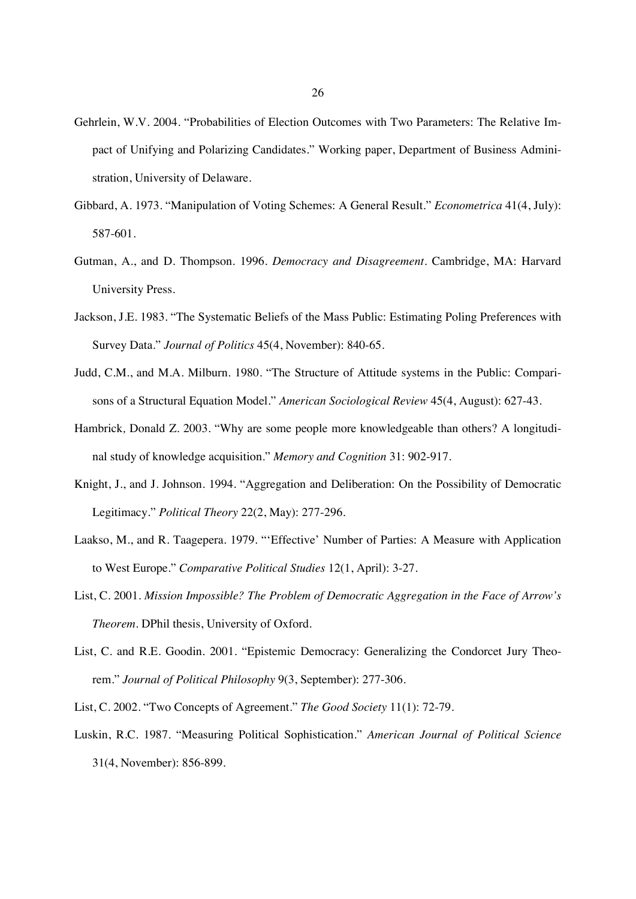Gehrlein, W.V. 2004. "Probabilities of Election Outcomes with Two Parameters: The Relative Impact of Unifying and Polarizing Candidates." Working paper, Department of Business Administration, University of Delaware.

Gibbard, A. 1973. "Manipulation of Voting Schemes: A General Result." *Econometrica* 41(4, July): 587-601.

Gutman, A., and D. Thompson. 1996. *Democracy and Disagreement*. Cambridge, MA: Harvard University Press.

Jackson, J.E. 1983. "The Systematic Beliefs of the Mass Public: Estimating Poling Preferences with Survey Data." *Journal of Politics* 45(4, November): 840-65.

Judd, C.M., and M.A. Milburn. 1980. "The Structure of Attitude systems in the Public: Comparisons of a Structural Equation Model." *American Sociological Review* 45(4, August): 627-43.

Hambrick, Donald Z. 2003. "Why are some people more knowledgeable than others? A longitudinal study of knowledge acquisition." *Memory and Cognition* 31: 902-917.

Knight, J., and J. Johnson. 1994. "Aggregation and Deliberation: On the Possibility of Democratic Legitimacy." *Political Theory* 22(2, May): 277-296.

Laakso, M., and R. Taagepera. 1979. "'Effective' Number of Parties: A Measure with Application to West Europe." *Comparative Political Studies* 12(1, April): 3-27.

List, C. 2001. *Mission Impossible? The Problem of Democratic Aggregation in the Face of Arrow's Theorem*. DPhil thesis, University of Oxford.

List, C. and R.E. Goodin. 2001. "Epistemic Democracy: Generalizing the Condorcet Jury Theorem." *Journal of Political Philosophy* 9(3, September): 277-306.

List, C. 2002. "Two Concepts of Agreement." *The Good Society* 11(1): 72-79.

Luskin, R.C. 1987. "Measuring Political Sophistication." *American Journal of Political Science* 31(4, November): 856-899.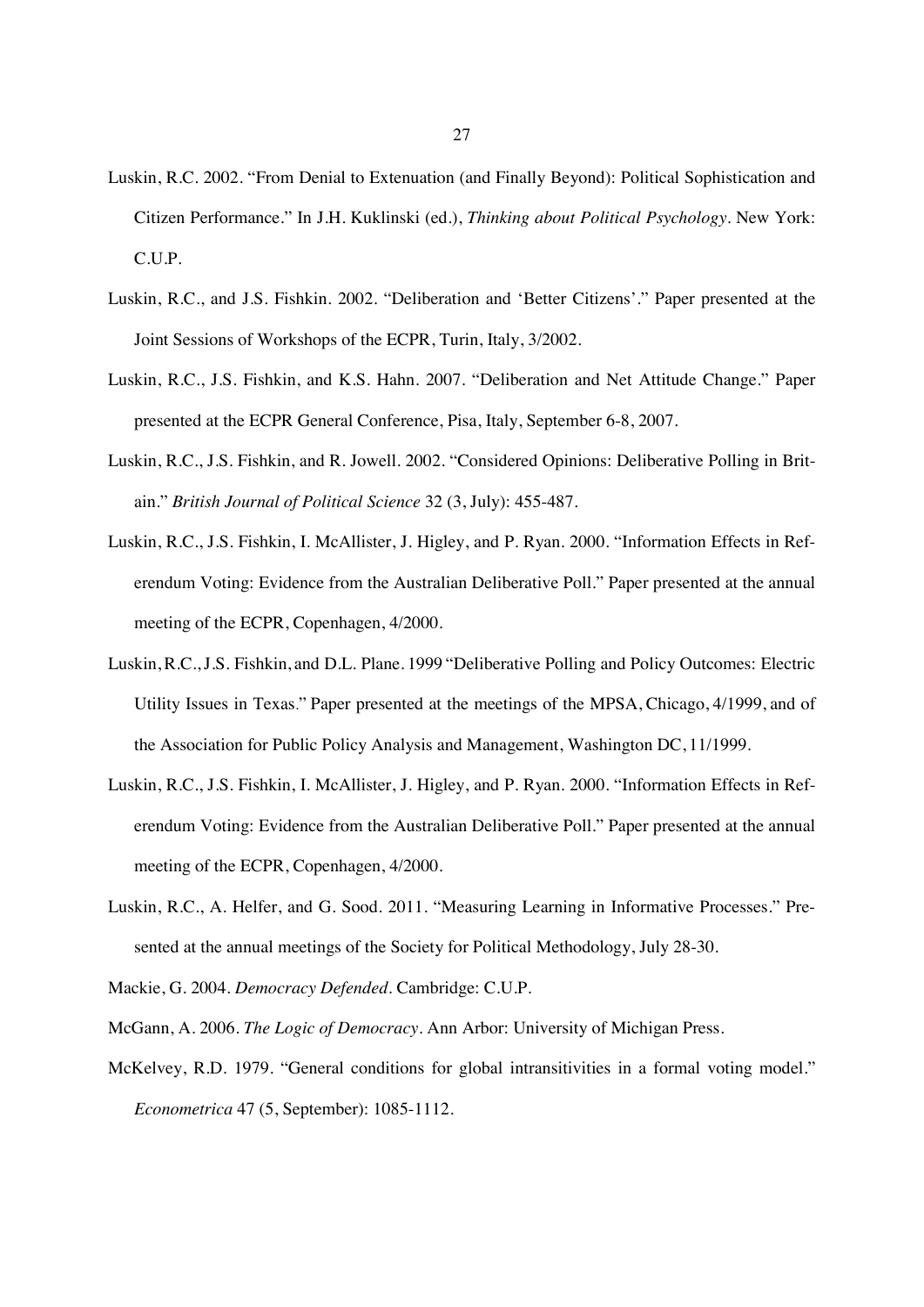Luskin, R.C. 2002. "From Denial to Extenuation (and Finally Beyond): Political Sophistication and Citizen Performance." In J.H. Kuklinski (ed.), *Thinking about Political Psychology*. New York: C.U.P.

Luskin, R.C., and J.S. Fishkin. 2002. "Deliberation and 'Better Citizens'." Paper presented at the Joint Sessions of Workshops of the ECPR, Turin, Italy, 3/2002.

Luskin, R.C., J.S. Fishkin, and K.S. Hahn. 2007. "Deliberation and Net Attitude Change." Paper presented at the ECPR General Conference, Pisa, Italy, September 6-8, 2007.

Luskin, R.C., J.S. Fishkin, and R. Jowell. 2002. "Considered Opinions: Deliberative Polling in Britain." *British Journal of Political Science* 32 (3, July): 455-487.

Luskin, R.C., J.S. Fishkin, I. McAllister, J. Higley, and P. Ryan. 2000. "Information Effects in Referendum Voting: Evidence from the Australian Deliberative Poll." Paper presented at the annual meeting of the ECPR, Copenhagen, 4/2000.

Luskin, R.C., J.S. Fishkin, and D.L. Plane. 1999 "Deliberative Polling and Policy Outcomes: Electric Utility Issues in Texas." Paper presented at the meetings of the MPSA, Chicago, 4/1999, and of the Association for Public Policy Analysis and Management, Washington DC, 11/1999.

Luskin, R.C., J.S. Fishkin, I. McAllister, J. Higley, and P. Ryan. 2000. "Information Effects in Referendum Voting: Evidence from the Australian Deliberative Poll." Paper presented at the annual meeting of the ECPR, Copenhagen, 4/2000.

Luskin, R.C., A. Helfer, and G. Sood. 2011. "Measuring Learning in Informative Processes." Presented at the annual meetings of the Society for Political Methodology, July 28-30.

Mackie, G. 2004. *Democracy Defended*. Cambridge: C.U.P.

McGann, A. 2006. *The Logic of Democracy*. Ann Arbor: University of Michigan Press.

McKelvey, R.D. 1979. "General conditions for global intransitivities in a formal voting model." *Econometrica* 47 (5, September): 1085-1112.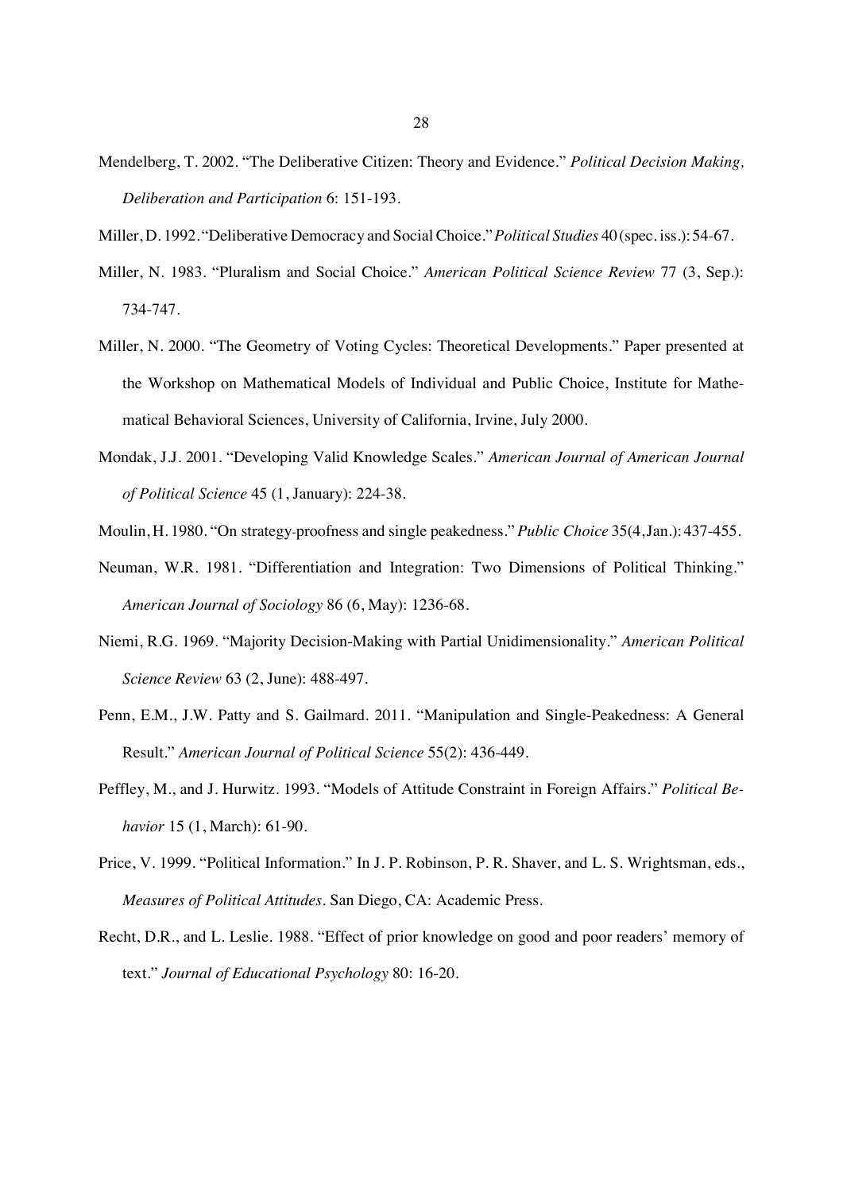Mendelberg, T. 2002. "The Deliberative Citizen: Theory and Evidence." *Political Decision Making, Deliberation and Participation* 6: 151-193.

Miller, D. 1992. "Deliberative Democracy and Social Choice." *Political Studies* 40 (spec. iss.): 54-67.

Miller, N. 1983. "Pluralism and Social Choice." *American Political Science Review* 77 (3, Sep.): 734-747.

Miller, N. 2000. "The Geometry of Voting Cycles: Theoretical Developments." Paper presented at the Workshop on Mathematical Models of Individual and Public Choice, Institute for Mathematical Behavioral Sciences, University of California, Irvine, July 2000.

Mondak, J.J. 2001. "Developing Valid Knowledge Scales." *American Journal of American Journal of Political Science* 45 (1, January): 224-38.

Moulin, H. 1980. "On strategy-proofness and single peakedness." *Public Choice* 35(4, Jan.): 437-455.

Neuman, W.R. 1981. "Differentiation and Integration: Two Dimensions of Political Thinking." *American Journal of Sociology* 86 (6, May): 1236-68.

Niemi, R.G. 1969. "Majority Decision-Making with Partial Unidimensionality." *American Political Science Review* 63 (2, June): 488-497.

Penn, E.M., J.W. Patty and S. Gailmard. 2011. "Manipulation and Single-Peakedness: A General Result." *American Journal of Political Science* 55(2): 436-449.

Peffley, M., and J. Hurwitz. 1993. "Models of Attitude Constraint in Foreign Affairs." *Political Behavior* 15 (1, March): 61-90.

Price, V. 1999. "Political Information." In J. P. Robinson, P. R. Shaver, and L. S. Wrightsman, eds., *Measures of Political Attitudes*. San Diego, CA: Academic Press.

Recht, D.R., and L. Leslie. 1988. "Effect of prior knowledge on good and poor readers' memory of text." *Journal of Educational Psychology* 80: 16-20.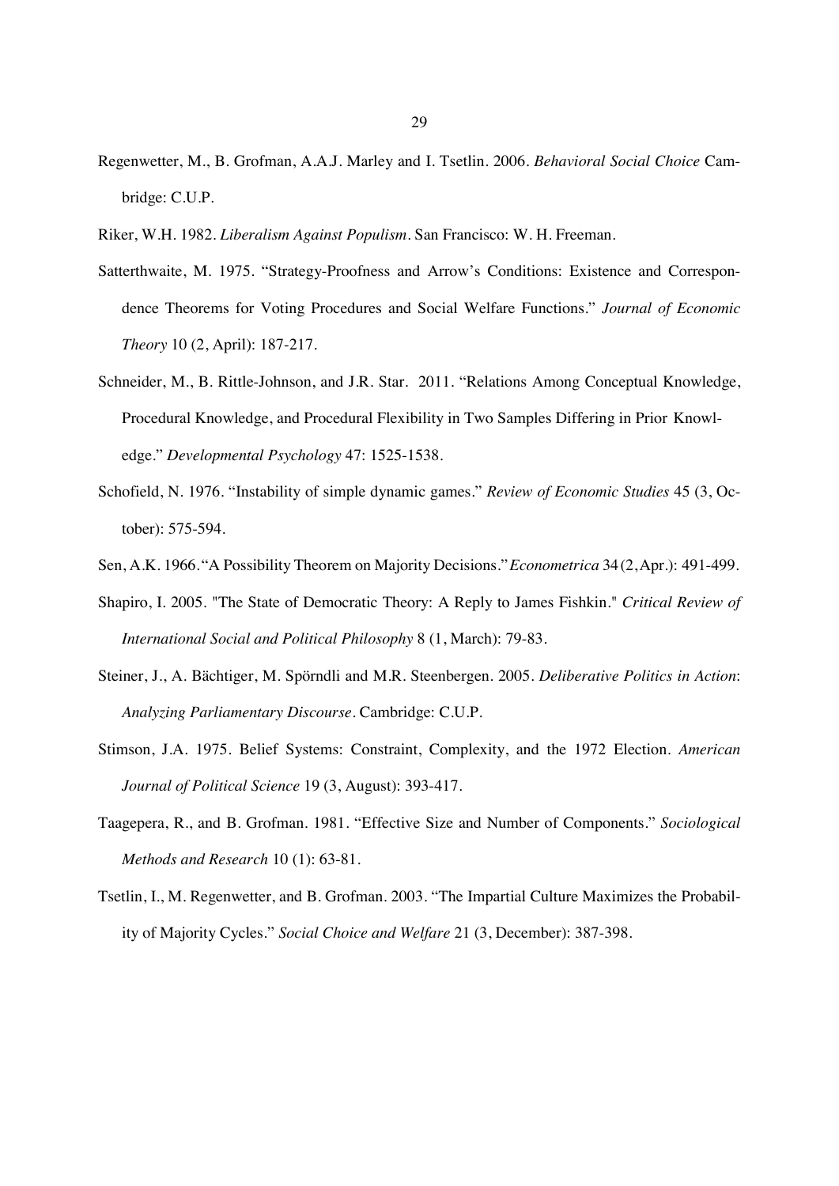Regenwetter, M., B. Grofman, A.A.J. Marley and I. Tsetlin. 2006. *Behavioral Social Choice* Cambridge: C.U.P.

Riker, W.H. 1982. *Liberalism Against Populism*. San Francisco: W. H. Freeman.

Satterthwaite, M. 1975. "Strategy-Proofness and Arrow's Conditions: Existence and Correspondence Theorems for Voting Procedures and Social Welfare Functions." *Journal of Economic Theory* 10 (2, April): 187-217.

Schneider, M., B. Rittle-Johnson, and J.R. Star. 2011. "Relations Among Conceptual Knowledge, Procedural Knowledge, and Procedural Flexibility in Two Samples Differing in Prior Knowledge." *Developmental Psychology* 47: 1525-1538.

Schofield, N. 1976. "Instability of simple dynamic games." *Review of Economic Studies* 45 (3, October): 575-594.

Sen, A.K. 1966. "A Possibility Theorem on Majority Decisions." *Econometrica* 34 (2, Apr.): 491-499.

Shapiro, I. 2005. "The State of Democratic Theory: A Reply to James Fishkin." *Critical Review of International Social and Political Philosophy* 8 (1, March): 79-83.

Steiner, J., A. Bächtiger, M. Spörndli and M.R. Steenbergen. 2005. *Deliberative Politics in Action: Analyzing Parliamentary Discourse*. Cambridge: C.U.P.

Stimson, J.A. 1975. Belief Systems: Constraint, Complexity, and the 1972 Election. *American Journal of Political Science* 19 (3, August): 393-417.

Taagepera, R., and B. Grofman. 1981. "Effective Size and Number of Components." *Sociological Methods and Research* 10 (1): 63-81.

Tsetlin, I., M. Regenwetter, and B. Grofman. 2003. "The Impartial Culture Maximizes the Probability of Majority Cycles." *Social Choice and Welfare* 21 (3, December): 387-398.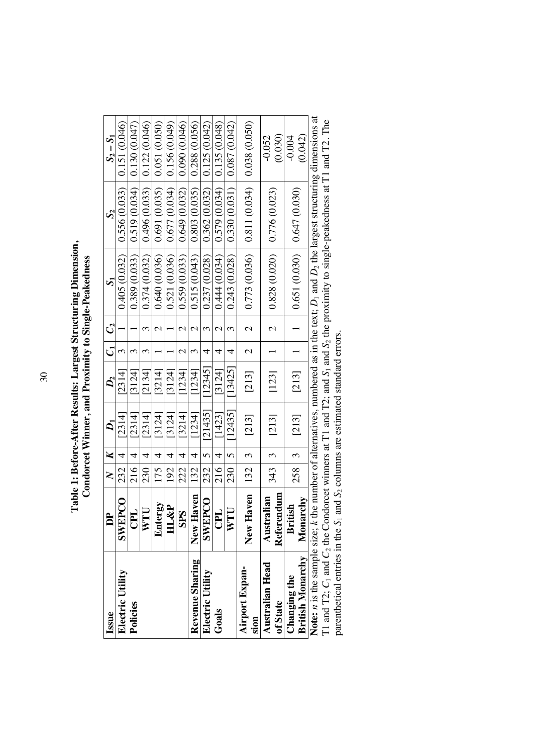**Table 1: Before-After Results: Largest Structuring Dimension, Condorcet Winner, and Proximity to Single-Peakedness**

| Issue | DP | $N$ | $K$ | $D_1$ | $D_2$ | $C_1$ | $C_2$ | $S_1$ | $S_2$ | $S_2 - S_1$ |
|---|---|---|---|---|---|---|---|---|---|---|
| **Electric Utility Policies** | **SWEPCO** | 232 | 4 | [2314] | [2314] | 3 | 1 | 0.405 (0.032) | 0.556 (0.033) | 0.151 (0.046) |
| | **CPL** | 216 | 4 | [2314] | [3124] | 3 | 1 | 0.389 (0.033) | 0.519 (0.034) | 0.130 (0.047) |
| | **WTU** | 230 | 4 | [2314] | [2134] | 3 | 3 | 0.374 (0.032) | 0.496 (0.033) | 0.122 (0.046) |
| | **Entergy** | 175 | 4 | [3124] | [3214] | 1 | 2 | 0.640 (0.036) | 0.691 (0.035) | 0.051 (0.050) |
| | **HL&P** | 192 | 4 | [3124] | [3124] | 1 | 1 | 0.521 (0.036) | 0.677 (0.034) | 0.156 (0.049) |
| | **SPS** | 222 | 4 | [3214] | [1234] | 2 | 2 | 0.559 (0.033) | 0.649 (0.032) | 0.090 (0.046) |
| **Revenue Sharing** | **New Haven** | 132 | 4 | [1234] | [1234] | 3 | 2 | 0.515 (0.043) | 0.803 (0.035) | 0.288 (0.056) |
| **Electric Utility Goals** | **SWEPCO** | 232 | 5 | [21435] | [12345] | 4 | 3 | 0.237 (0.028) | 0.362 (0.032) | 0.125 (0.042) |
| | **CPL** | 216 | 4 | [1423] | [3124] | 4 | 2 | 0.444 (0.034) | 0.579 (0.034) | 0.135 (0.048) |
| | **WTU** | 230 | 5 | [12435] | [13425] | 4 | 3 | 0.243 (0.028) | 0.330 (0.031) | 0.087 (0.042) |
| **Airport Expansion** | **New Haven** | 132 | 3 | [213] | [213] | 2 | 2 | 0.773 (0.036) | 0.811 (0.034) | 0.038 (0.050) |
| **Australian Head of State** | **Australian Referendum** | 343 | 3 | [213] | [123] | 1 | 2 | 0.828 (0.020) | 0.776 (0.023) | -0.052 (0.030) |
| **Changing the British Monarchy** | **British Monarchy** | 258 | 3 | [213] | [213] | 1 | 1 | 0.651 (0.030) | 0.647 (0.030) | -0.004 (0.042) |

**Note:** $n$ is the sample size; $k$ the number of alternatives, numbered as in the text; $D_1$ and $D_2$ the largest structuring dimensions at T1 and T2; $C_1$ and $C_2$ the Condorcet winners at T1 and T2; and $S_1$ and $S_2$ the proximity to single-peakedness at T1 and T2. The parenthetical entries in the $S_1$ and $S_2$ columns are estimated standard errors.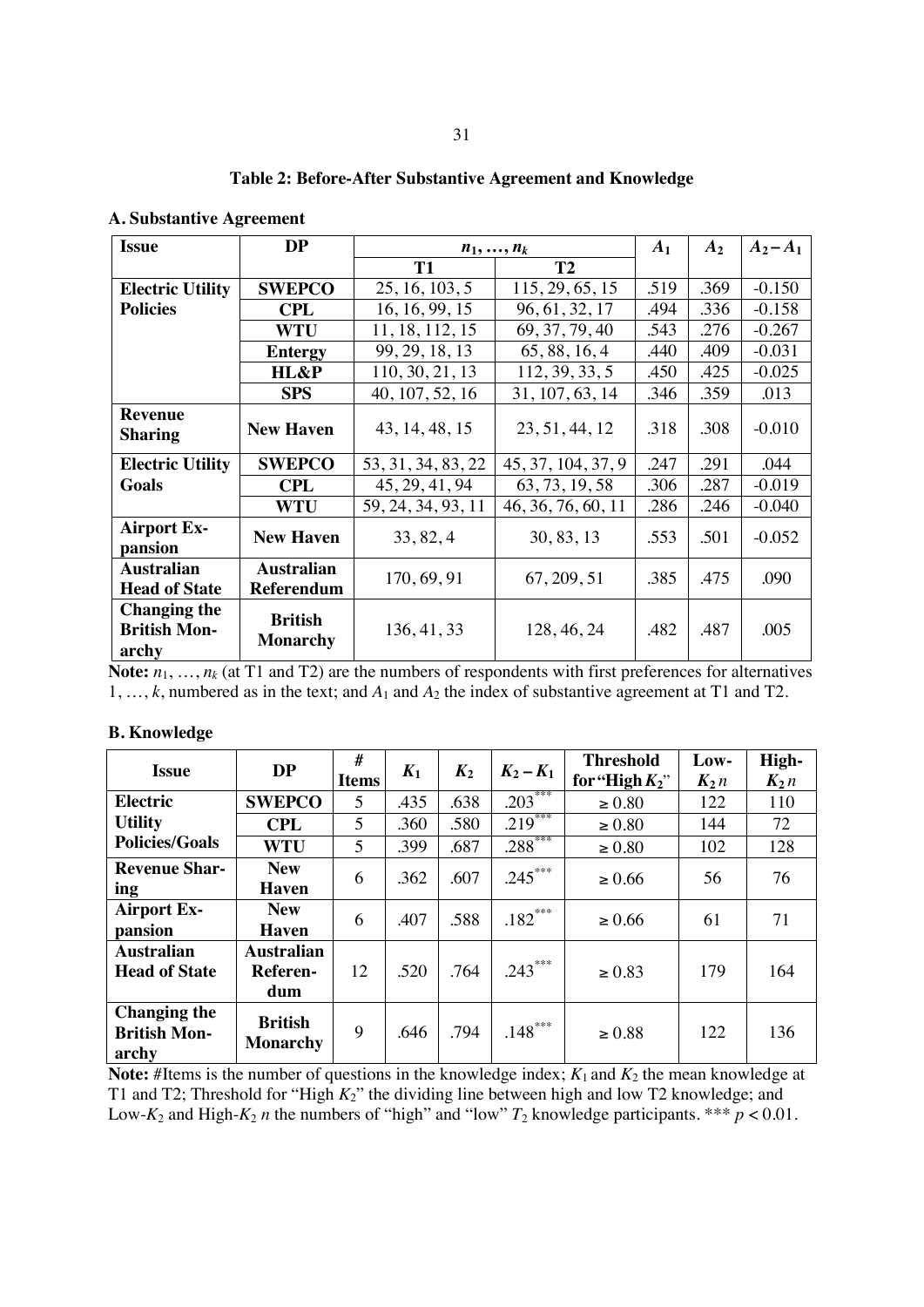**Table 2: Before-After Substantive Agreement and Knowledge**

**A. Substantive Agreement**

| Issue | DP | $n_1, \ldots, n_k$ | | $A_1$ | $A_2$ | $A_2 - A_1$ |
|---|---|---|---|---|---|---|
| | | T1 | T2 | | | |
| **Electric Utility Policies** | **SWEPCO** | 25, 16, 103, 5 | 115, 29, 65, 15 | .519 | .369 | -0.150 |
| | **CPL** | 16, 16, 99, 15 | 96, 61, 32, 17 | .494 | .336 | -0.158 |
| | **WTU** | 11, 18, 112, 15 | 69, 37, 79, 40 | .543 | .276 | -0.267 |
| | **Entergy** | 99, 29, 18, 13 | 65, 88, 16, 4 | .440 | .409 | -0.031 |
| | **HL&P** | 110, 30, 21, 13 | 112, 39, 33, 5 | .450 | .425 | -0.025 |
| | **SPS** | 40, 107, 52, 16 | 31, 107, 63, 14 | .346 | .359 | .013 |
| **Revenue Sharing** | **New Haven** | 43, 14, 48, 15 | 23, 51, 44, 12 | .318 | .308 | -0.010 |
| **Electric Utility Goals** | **SWEPCO** | 53, 31, 34, 83, 22 | 45, 37, 104, 37, 9 | .247 | .291 | .044 |
| | **CPL** | 45, 29, 41, 94 | 63, 73, 19, 58 | .306 | .287 | -0.019 |
| | **WTU** | 59, 24, 34, 93, 11 | 46, 36, 76, 60, 11 | .286 | .246 | -0.040 |
| **Airport Expansion** | **New Haven** | 33, 82, 4 | 30, 83, 13 | .553 | .501 | -0.052 |
| **Australian Head of State** | **Australian Referendum** | 170, 69, 91 | 67, 209, 51 | .385 | .475 | .090 |
| **Changing the British Monarchy** | **British Monarchy** | 136, 41, 33 | 128, 46, 24 | .482 | .487 | .005 |

**Note:** $n_1, \ldots, n_k$ (at T1 and T2) are the numbers of respondents with first preferences for alternatives $1, \ldots, k$, numbered as in the text; and $A_1$ and $A_2$ the index of substantive agreement at T1 and T2.

**B. Knowledge**

| Issue | DP | # Items | $K_1$ | $K_2$ | $K_2 - K_1$ | Threshold for "High $K_2$" | Low-$K_2$ $n$ | High-$K_2$ $n$ |
|---|---|---|---|---|---|---|---|---|
| **Electric Utility Policies/Goals** | **SWEPCO** | 5 | .435 | .638 | $.203^{***}$ | $\geq 0.80$ | 122 | 110 |
| | **CPL** | 5 | .360 | .580 | $.219^{***}$ | $\geq 0.80$ | 144 | 72 |
| | **WTU** | 5 | .399 | .687 | $.288^{***}$ | $\geq 0.80$ | 102 | 128 |
| **Revenue Sharing** | **New Haven** | 6 | .362 | .607 | $.245^{***}$ | $\geq 0.66$ | 56 | 76 |
| **Airport Expansion** | **New Haven** | 6 | .407 | .588 | $.182^{***}$ | $\geq 0.66$ | 61 | 71 |
| **Australian Head of State** | **Australian Referendum** | 12 | .520 | .764 | $.243^{***}$ | $\geq 0.83$ | 179 | 164 |
| **Changing the British Monarchy** | **British Monarchy** | 9 | .646 | .794 | $.148^{***}$ | $\geq 0.88$ | 122 | 136 |

**Note:** #Items is the number of questions in the knowledge index; $K_1$ and $K_2$ the mean knowledge at T1 and T2; Threshold for "High $K_2$" the dividing line between high and low T2 knowledge; and Low-$K_2$ and High-$K_2$ $n$ the numbers of "high" and "low" $T_2$ knowledge participants. *** $p < 0.01$.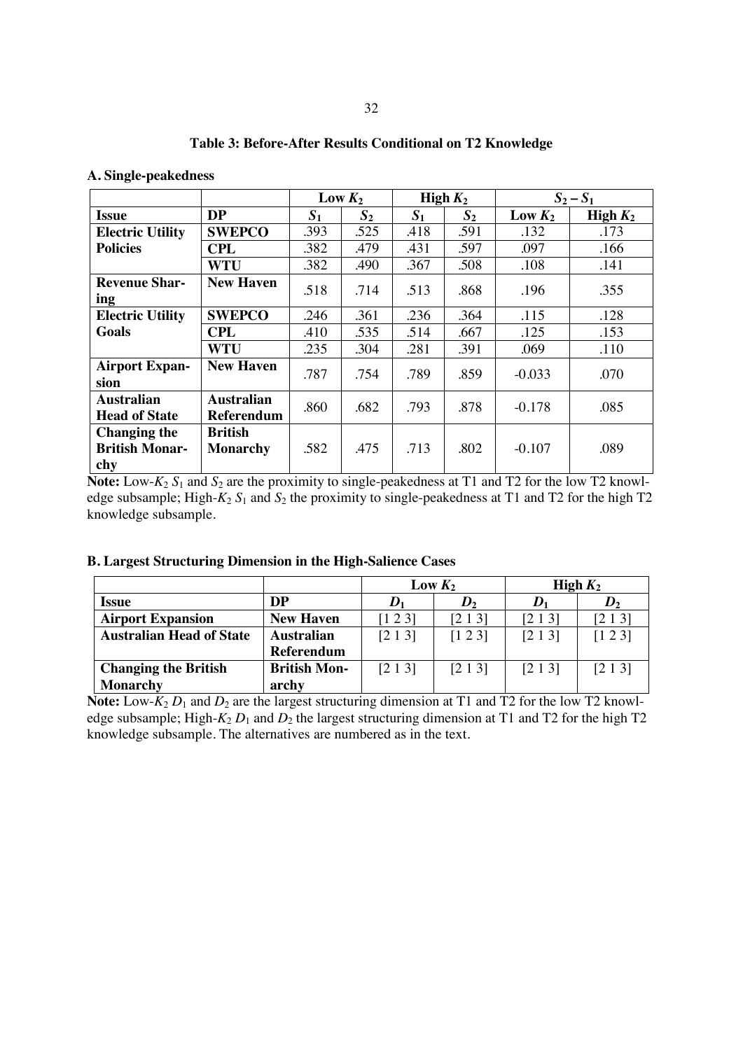**Table 3: Before-After Results Conditional on T2 Knowledge**

**A. Single-peakedness**

| | | Low $K_2$ | | High $K_2$ | | $S_2 - S_1$ | |
|---|---|---|---|---|---|---|---|
| **Issue** | **DP** | $S_1$ | $S_2$ | $S_1$ | $S_2$ | **Low $K_2$** | **High $K_2$** |
| **Electric Utility Policies** | **SWEPCO** | .393 | .525 | .418 | .591 | .132 | .173 |
| | **CPL** | .382 | .479 | .431 | .597 | .097 | .166 |
| | **WTU** | .382 | .490 | .367 | .508 | .108 | .141 |
| **Revenue Sharing** | **New Haven** | .518 | .714 | .513 | .868 | .196 | .355 |
| **Electric Utility Goals** | **SWEPCO** | .246 | .361 | .236 | .364 | .115 | .128 |
| | **CPL** | .410 | .535 | .514 | .667 | .125 | .153 |
| | **WTU** | .235 | .304 | .281 | .391 | .069 | .110 |
| **Airport Expansion** | **New Haven** | .787 | .754 | .789 | .859 | -0.033 | .070 |
| **Australian Head of State** | **Australian Referendum** | .860 | .682 | .793 | .878 | -0.178 | .085 |
| **Changing the British Monarchy** | **British Monarchy** | .582 | .475 | .713 | .802 | -0.107 | .089 |

**Note:** Low-$K_2$ $S_1$ and $S_2$ are the proximity to single-peakedness at T1 and T2 for the low T2 knowledge subsample; High-$K_2$ $S_1$ and $S_2$ the proximity to single-peakedness at T1 and T2 for the high T2 knowledge subsample.

**B. Largest Structuring Dimension in the High-Salience Cases**

| | | Low $K_2$ | | High $K_2$ | |
|---|---|---|---|---|---|
| **Issue** | **DP** | $D_1$ | $D_2$ | $D_1$ | $D_2$ |
| **Airport Expansion** | **New Haven** | [1 2 3] | [2 1 3] | [2 1 3] | [2 1 3] |
| **Australian Head of State** | **Australian Referendum** | [2 1 3] | [1 2 3] | [2 1 3] | [1 2 3] |
| **Changing the British Monarchy** | **British Monarchy** | [2 1 3] | [2 1 3] | [2 1 3] | [2 1 3] |

**Note:** Low-$K_2$ $D_1$ and $D_2$ are the largest structuring dimension at T1 and T2 for the low T2 knowledge subsample; High-$K_2$ $D_1$ and $D_2$ the largest structuring dimension at T1 and T2 for the high T2 knowledge subsample. The alternatives are numbered as in the text.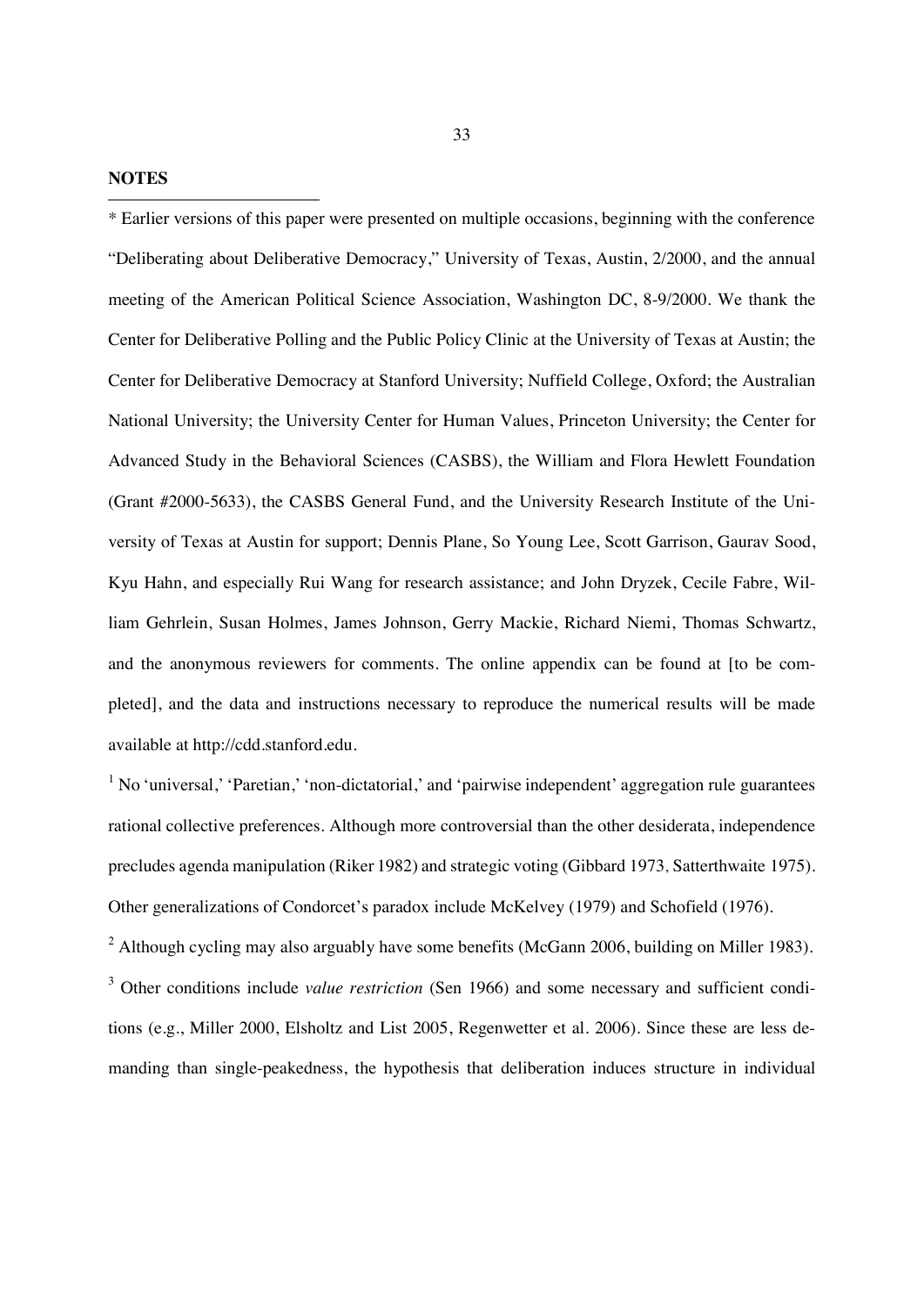**NOTES**

* Earlier versions of this paper were presented on multiple occasions, beginning with the conference "Deliberating about Deliberative Democracy," University of Texas, Austin, 2/2000, and the annual meeting of the American Political Science Association, Washington DC, 8-9/2000. We thank the Center for Deliberative Polling and the Public Policy Clinic at the University of Texas at Austin; the Center for Deliberative Democracy at Stanford University; Nuffield College, Oxford; the Australian National University; the University Center for Human Values, Princeton University; the Center for Advanced Study in the Behavioral Sciences (CASBS), the William and Flora Hewlett Foundation (Grant #2000-5633), the CASBS General Fund, and the University Research Institute of the University of Texas at Austin for support; Dennis Plane, So Young Lee, Scott Garrison, Gaurav Sood, Kyu Hahn, and especially Rui Wang for research assistance; and John Dryzek, Cecile Fabre, William Gehrlein, Susan Holmes, James Johnson, Gerry Mackie, Richard Niemi, Thomas Schwartz, and the anonymous reviewers for comments. The online appendix can be found at [to be completed], and the data and instructions necessary to reproduce the numerical results will be made available at http://cdd.stanford.edu.

[1] No 'universal,' 'Paretian,' 'non-dictatorial,' and 'pairwise independent' aggregation rule guarantees rational collective preferences. Although more controversial than the other desiderata, independence precludes agenda manipulation (Riker 1982) and strategic voting (Gibbard 1973, Satterthwaite 1975). Other generalizations of Condorcet's paradox include McKelvey (1979) and Schofield (1976).

[2] Although cycling may also arguably have some benefits (McGann 2006, building on Miller 1983).

[3] Other conditions include *value restriction* (Sen 1966) and some necessary and sufficient conditions (e.g., Miller 2000, Elsholtz and List 2005, Regenwetter et al. 2006). Since these are less demanding than single-peakedness, the hypothesis that deliberation induces structure in individual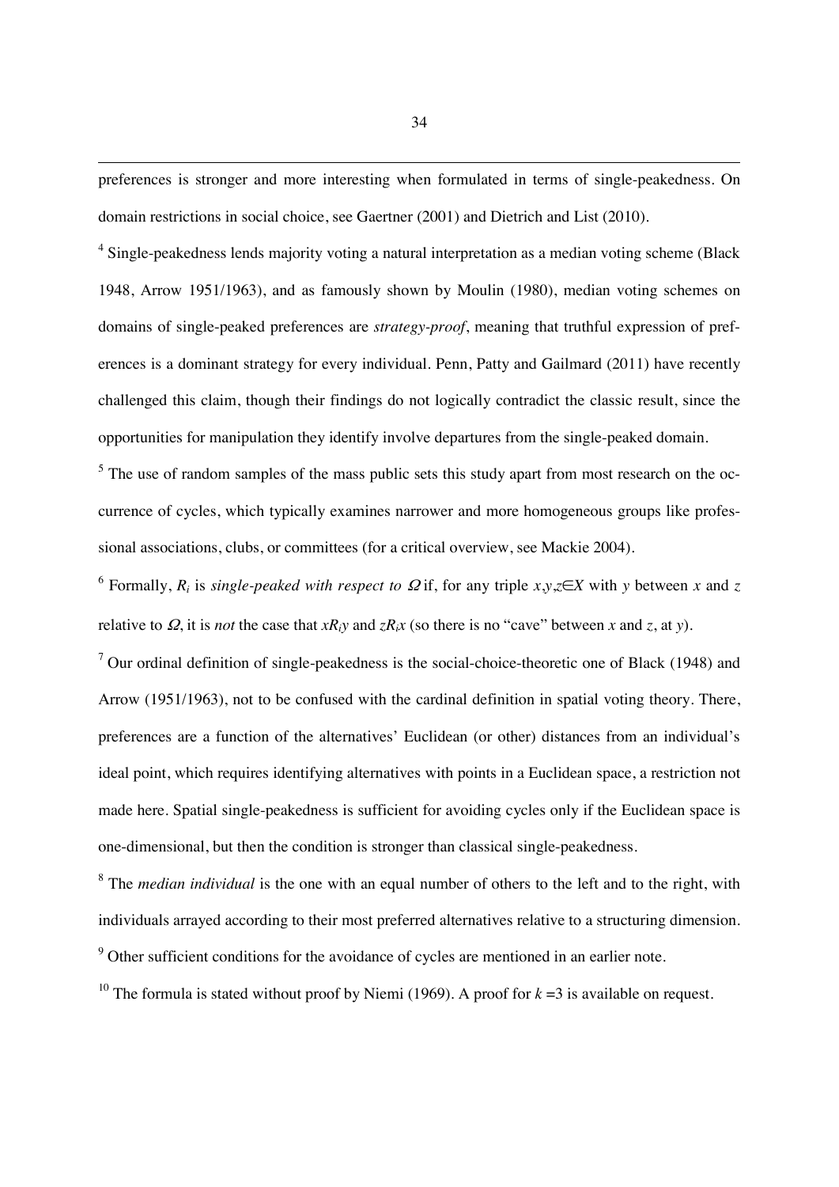preferences is stronger and more interesting when formulated in terms of single-peakedness. On domain restrictions in social choice, see Gaertner (2001) and Dietrich and List (2010).

[4] Single-peakedness lends majority voting a natural interpretation as a median voting scheme (Black 1948, Arrow 1951/1963), and as famously shown by Moulin (1980), median voting schemes on domains of single-peaked preferences are *strategy-proof*, meaning that truthful expression of preferences is a dominant strategy for every individual. Penn, Patty and Gailmard (2011) have recently challenged this claim, though their findings do not logically contradict the classic result, since the opportunities for manipulation they identify involve departures from the single-peaked domain.

[5] The use of random samples of the mass public sets this study apart from most research on the occurrence of cycles, which typically examines narrower and more homogeneous groups like professional associations, clubs, or committees (for a critical overview, see Mackie 2004).

[6] Formally, $R_i$ is *single-peaked with respect to* $\Omega$ if, for any triple $x,y,z \in X$ with $y$ between $x$ and $z$ relative to $\Omega$, it is *not* the case that $xR_iy$ and $zR_ix$ (so there is no "cave" between $x$ and $z$, at $y$).

[7] Our ordinal definition of single-peakedness is the social-choice-theoretic one of Black (1948) and Arrow (1951/1963), not to be confused with the cardinal definition in spatial voting theory. There, preferences are a function of the alternatives' Euclidean (or other) distances from an individual's ideal point, which requires identifying alternatives with points in a Euclidean space, a restriction not made here. Spatial single-peakedness is sufficient for avoiding cycles only if the Euclidean space is one-dimensional, but then the condition is stronger than classical single-peakedness.

[8] The *median individual* is the one with an equal number of others to the left and to the right, with individuals arrayed according to their most preferred alternatives relative to a structuring dimension.

[9] Other sufficient conditions for the avoidance of cycles are mentioned in an earlier note.

[10] The formula is stated without proof by Niemi (1969). A proof for $k = 3$ is available on request.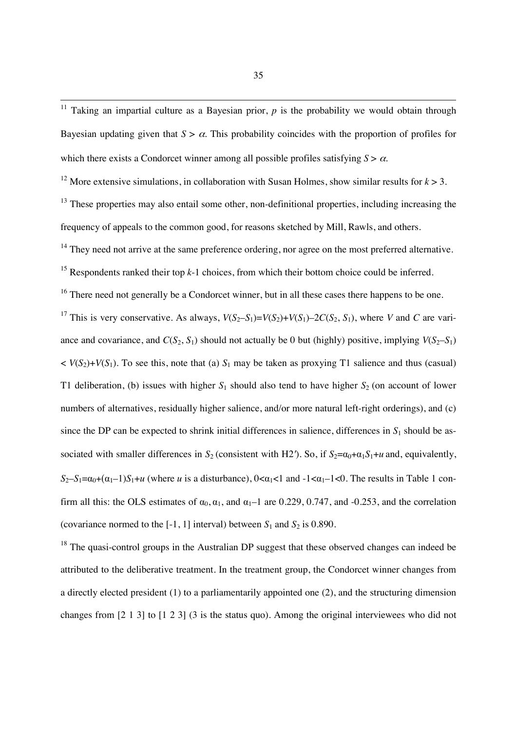[11] Taking an impartial culture as a Bayesian prior, $p$ is the probability we would obtain through Bayesian updating given that $S > \alpha$. This probability coincides with the proportion of profiles for which there exists a Condorcet winner among all possible profiles satisfying $S > \alpha$.

[12] More extensive simulations, in collaboration with Susan Holmes, show similar results for $k > 3$.

[13] These properties may also entail some other, non-definitional properties, including increasing the frequency of appeals to the common good, for reasons sketched by Mill, Rawls, and others.

[14] They need not arrive at the same preference ordering, nor agree on the most preferred alternative.

[15] Respondents ranked their top $k$-1 choices, from which their bottom choice could be inferred.

[16] There need not generally be a Condorcet winner, but in all these cases there happens to be one.

[17] This is very conservative. As always, $V(S_2–S_1)=V(S_2)+V(S_1)–2C(S_2, S_1)$, where $V$ and $C$ are variance and covariance, and $C(S_2, S_1)$ should not actually be 0 but (highly) positive, implying $V(S_2–S_1) < V(S_2)+V(S_1)$. To see this, note that (a) $S_1$ may be taken as proxying T1 salience and thus (casual) T1 deliberation, (b) issues with higher $S_1$ should also tend to have higher $S_2$ (on account of lower numbers of alternatives, residually higher salience, and/or more natural left-right orderings), and (c) since the DP can be expected to shrink initial differences in salience, differences in $S_1$ should be associated with smaller differences in $S_2$ (consistent with H2′). So, if $S_2=\alpha_0+\alpha_1 S_1+u$ and, equivalently, $S_2–S_1=\alpha_0+(\alpha_1–1)S_1+u$ (where $u$ is a disturbance), $0<\alpha_1<1$ and $-1<\alpha_1–1<0$. The results in Table 1 confirm all this: the OLS estimates of $\alpha_0$, $\alpha_1$, and $\alpha_1–1$ are 0.229, 0.747, and -0.253, and the correlation (covariance normed to the [-1, 1] interval) between $S_1$ and $S_2$ is 0.890.

[18] The quasi-control groups in the Australian DP suggest that these observed changes can indeed be attributed to the deliberative treatment. In the treatment group, the Condorcet winner changes from a directly elected president (1) to a parliamentarily appointed one (2), and the structuring dimension changes from [2 1 3] to [1 2 3] (3 is the status quo). Among the original interviewees who did not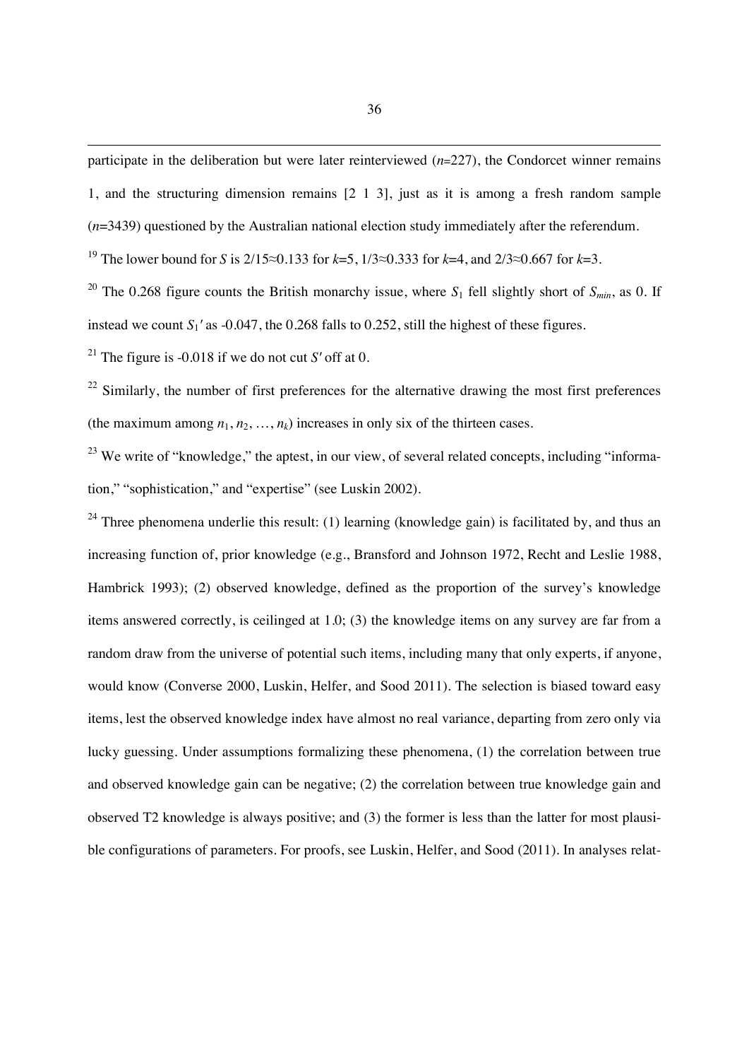participate in the deliberation but were later reinterviewed ($n$=227), the Condorcet winner remains 1, and the structuring dimension remains [2 1 3], just as it is among a fresh random sample ($n$=3439) questioned by the Australian national election study immediately after the referendum.

[19] The lower bound for $S$ is 2/15≈0.133 for $k$=5, 1/3≈0.333 for $k$=4, and 2/3≈0.667 for $k$=3.

[20] The 0.268 figure counts the British monarchy issue, where $S_1$ fell slightly short of $S_{min}$, as 0. If instead we count $S_1'$ as -0.047, the 0.268 falls to 0.252, still the highest of these figures.

[21] The figure is -0.018 if we do not cut $S'$ off at 0.

[22] Similarly, the number of first preferences for the alternative drawing the most first preferences (the maximum among $n_1, n_2, \ldots, n_k$) increases in only six of the thirteen cases.

[23] We write of "knowledge," the aptest, in our view, of several related concepts, including "information," "sophistication," and "expertise" (see Luskin 2002).

[24] Three phenomena underlie this result: (1) learning (knowledge gain) is facilitated by, and thus an increasing function of, prior knowledge (e.g., Bransford and Johnson 1972, Recht and Leslie 1988, Hambrick 1993); (2) observed knowledge, defined as the proportion of the survey's knowledge items answered correctly, is ceilinged at 1.0; (3) the knowledge items on any survey are far from a random draw from the universe of potential such items, including many that only experts, if anyone, would know (Converse 2000, Luskin, Helfer, and Sood 2011). The selection is biased toward easy items, lest the observed knowledge index have almost no real variance, departing from zero only via lucky guessing. Under assumptions formalizing these phenomena, (1) the correlation between true and observed knowledge gain can be negative; (2) the correlation between true knowledge gain and observed T2 knowledge is always positive; and (3) the former is less than the latter for most plausible configurations of parameters. For proofs, see Luskin, Helfer, and Sood (2011). In analyses relat-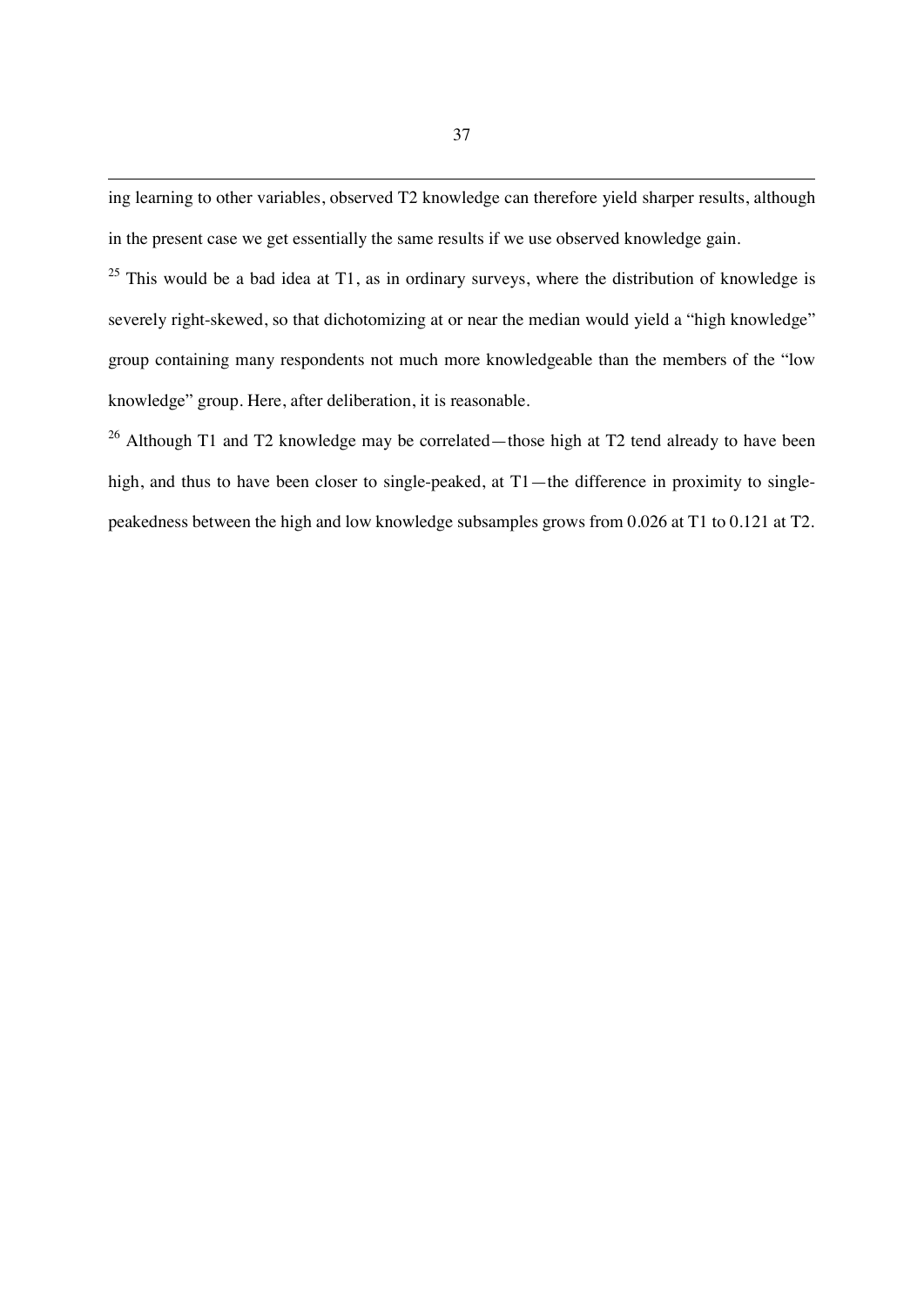ing learning to other variables, observed T2 knowledge can therefore yield sharper results, although in the present case we get essentially the same results if we use observed knowledge gain.

[25] This would be a bad idea at T1, as in ordinary surveys, where the distribution of knowledge is severely right-skewed, so that dichotomizing at or near the median would yield a "high knowledge" group containing many respondents not much more knowledgeable than the members of the "low knowledge" group. Here, after deliberation, it is reasonable.

[26] Although T1 and T2 knowledge may be correlated—those high at T2 tend already to have been high, and thus to have been closer to single-peaked, at T1—the difference in proximity to single-peakedness between the high and low knowledge subsamples grows from 0.026 at T1 to 0.121 at T2.